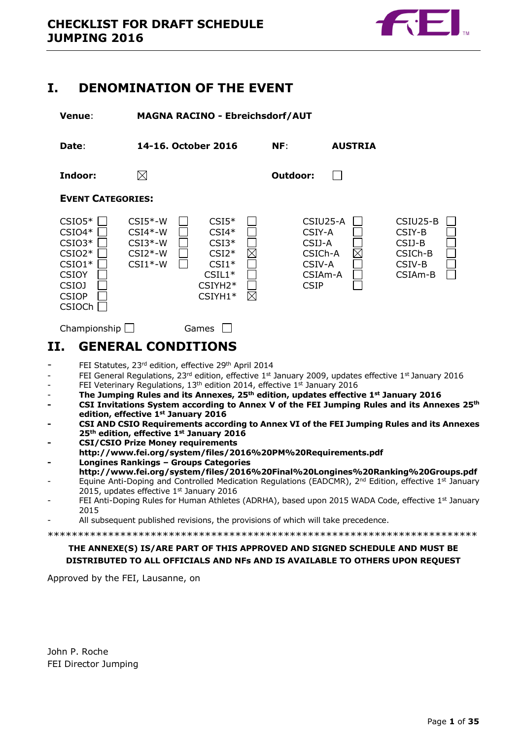# CHECKLIST FOR DRAFT SCHEDULE JUMPING 2016

## I. DENOMINATION OF THE EVENT

**Venue**: **MAGNA RACINO - Ebreichsdorf/AUT**

**Date**: **14-16. October 2016** **NF**: **AUSTRIA**

**Indoor:** ☒ **Outdoor:** ☐

**EVENT CATEGORIES:**

| | | | | |
|---|---|---|---|---|
| CSIO5* ☐ | CSI5*-W ☐ | CSI5* ☐ | CSIU25-A ☐ | CSIU25-B ☐ |
| CSIO4* ☐ | CSI4*-W ☐ | CSI4* ☐ | CSIY-A ☐ | CSIY-B ☐ |
| CSIO3* ☐ | CSI3*-W ☐ | CSI3* ☐ | CSIJ-A ☐ | CSIJ-B ☐ |
| CSIO2* ☐ | CSI2*-W ☐ | CSI2* ☒ | CSICh-A ☒ | CSICh-B ☐ |
| CSIO1* ☐ | CSI1*-W ☐ | CSI1* ☐ | CSIV-A ☐ | CSIV-B ☐ |
| CSIOY ☐ | | CSIL1* ☐ | CSIAm-A ☐ | CSIAm-B ☐ |
| CSIOJ ☐ | | CSIYH2* ☐ | CSIP ☐ | |
| CSIOP ☐ | | CSIYH1* ☒ | | |
| CSIOCh ☐ | | | | |

Championship ☐ Games ☐

## II. GENERAL CONDITIONS

- FEI Statutes, 23rd edition, effective 29th April 2014
- FEI General Regulations, 23rd edition, effective 1st January 2009, updates effective 1st January 2016
- FEI Veterinary Regulations, 13th edition 2014, effective 1st January 2016
- **The Jumping Rules and its Annexes, 25th edition, updates effective 1st January 2016**
- **CSI Invitations System according to Annex V of the FEI Jumping Rules and its Annexes 25th edition, effective 1st January 2016**
- **CSI AND CSIO Requirements according to Annex VI of the FEI Jumping Rules and its Annexes 25th edition, effective 1st January 2016**
- **CSI/CSIO Prize Money requirements**
  **http://www.fei.org/system/files/2016%20PM%20Requirements.pdf**
- **Longines Rankings – Groups Categories**
  **http://www.fei.org/system/files/2016%20Final%20Longines%20Ranking%20Groups.pdf**
- Equine Anti-Doping and Controlled Medication Regulations (EADCMR), 2nd Edition, effective 1st January 2015, updates effective 1st January 2016
- FEI Anti-Doping Rules for Human Athletes (ADRHA), based upon 2015 WADA Code, effective 1st January 2015
- All subsequent published revisions, the provisions of which will take precedence.

\*\*\*\*\*\*\*\*\*\*\*\*\*\*\*\*\*\*\*\*\*\*\*\*\*\*\*\*\*\*\*\*\*\*\*\*\*\*\*\*\*\*\*\*\*\*\*\*\*\*\*\*\*\*\*\*\*\*\*\*\*\*\*\*\*\*\*\*\*\*\*\*\*\*\*

**THE ANNEXE(S) IS/ARE PART OF THIS APPROVED AND SIGNED SCHEDULE AND MUST BE DISTRIBUTED TO ALL OFFICIALS AND NFs AND IS AVAILABLE TO OTHERS UPON REQUEST**

Approved by the FEI, Lausanne, on

John P. Roche
FEI Director Jumping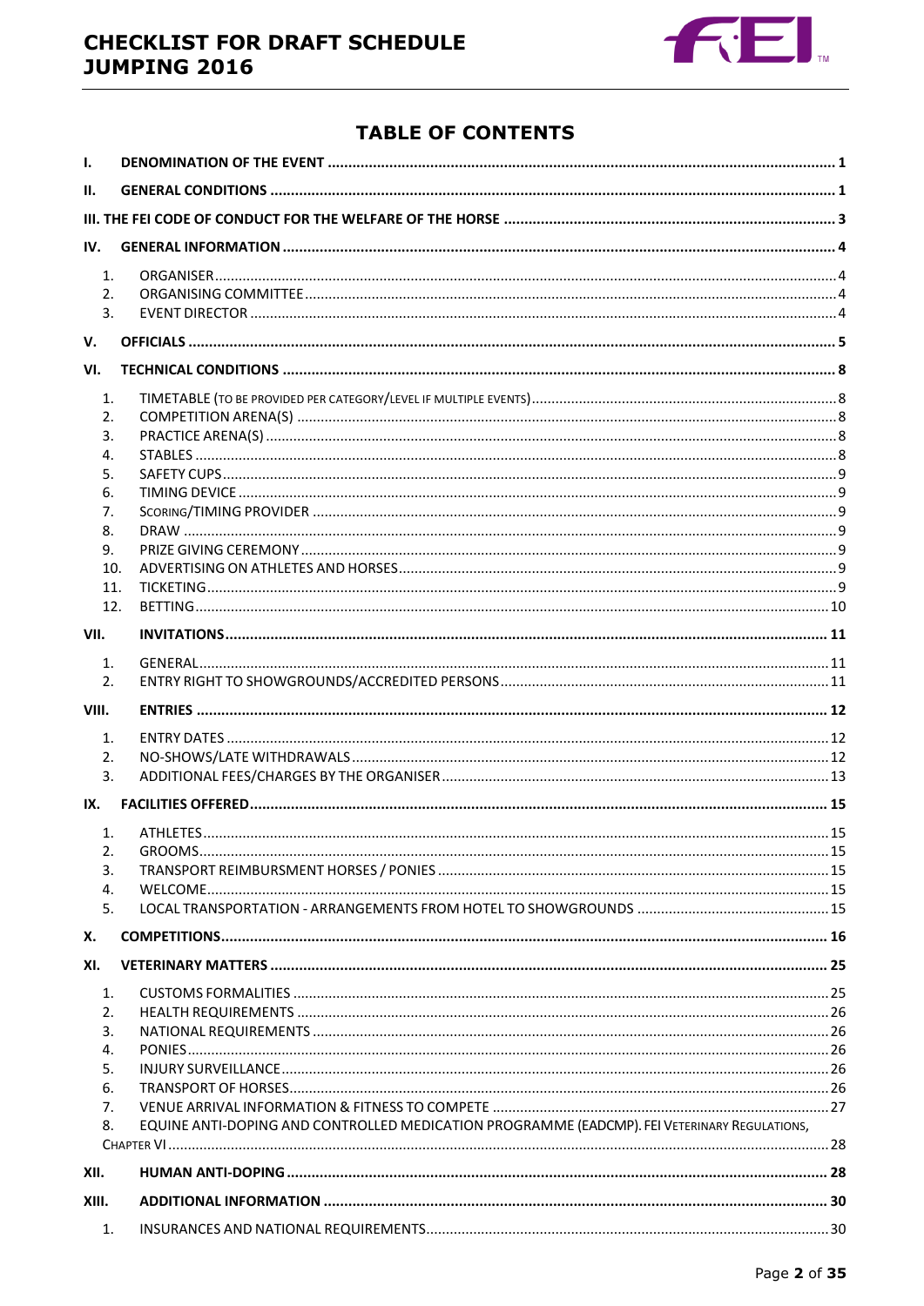## TABLE OF CONTENTS

- I. DENOMINATION OF THE EVENT ..... 1
- II. GENERAL CONDITIONS ..... 1
- III. THE FEI CODE OF CONDUCT FOR THE WELFARE OF THE HORSE ..... 3
- IV. GENERAL INFORMATION ..... 4
  1. ORGANISER ..... 4
  2. ORGANISING COMMITTEE ..... 4
  3. EVENT DIRECTOR ..... 4
- V. OFFICIALS ..... 5
- VI. TECHNICAL CONDITIONS ..... 8
  1. TIMETABLE (TO BE PROVIDED PER CATEGORY/LEVEL IF MULTIPLE EVENTS) ..... 8
  2. COMPETITION ARENA(S) ..... 8
  3. PRACTICE ARENA(S) ..... 8
  4. STABLES ..... 8
  5. SAFETY CUPS ..... 9
  6. TIMING DEVICE ..... 9
  7. SCORING/TIMING PROVIDER ..... 9
  8. DRAW ..... 9
  9. PRIZE GIVING CEREMONY ..... 9
  10. ADVERTISING ON ATHLETES AND HORSES ..... 9
  11. TICKETING ..... 9
  12. BETTING ..... 10
- VII. INVITATIONS ..... 11
  1. GENERAL ..... 11
  2. ENTRY RIGHT TO SHOWGROUNDS/ACCREDITED PERSONS ..... 11
- VIII. ENTRIES ..... 12
  1. ENTRY DATES ..... 12
  2. NO-SHOWS/LATE WITHDRAWALS ..... 12
  3. ADDITIONAL FEES/CHARGES BY THE ORGANISER ..... 13
- IX. FACILITIES OFFERED ..... 15
  1. ATHLETES ..... 15
  2. GROOMS ..... 15
  3. TRANSPORT REIMBURSMENT HORSES / PONIES ..... 15
  4. WELCOME ..... 15
  5. LOCAL TRANSPORTATION - ARRANGEMENTS FROM HOTEL TO SHOWGROUNDS ..... 15
- X. COMPETITIONS ..... 16
- XI. VETERINARY MATTERS ..... 25
  1. CUSTOMS FORMALITIES ..... 25
  2. HEALTH REQUIREMENTS ..... 26
  3. NATIONAL REQUIREMENTS ..... 26
  4. PONIES ..... 26
  5. INJURY SURVEILLANCE ..... 26
  6. TRANSPORT OF HORSES ..... 26
  7. VENUE ARRIVAL INFORMATION & FITNESS TO COMPETE ..... 27
  8. EQUINE ANTI-DOPING AND CONTROLLED MEDICATION PROGRAMME (EADCMP). FEI VETERINARY REGULATIONS, CHAPTER VI ..... 28
- XII. HUMAN ANTI-DOPING ..... 28
- XIII. ADDITIONAL INFORMATION ..... 30
  1. INSURANCES AND NATIONAL REQUIREMENTS ..... 30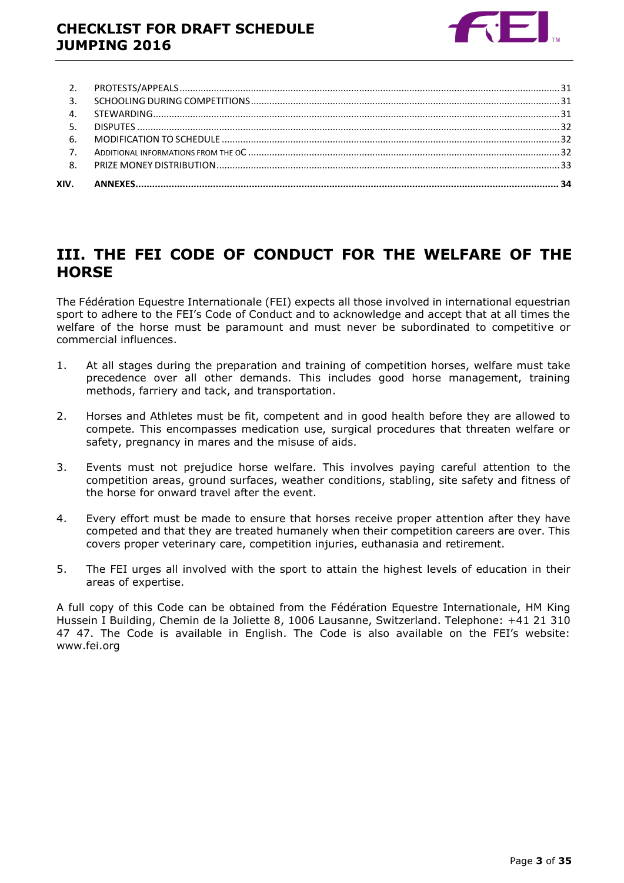| | | |
|---|---|---|
| 2. | PROTESTS/APPEALS | 31 |
| 3. | SCHOOLING DURING COMPETITIONS | 31 |
| 4. | STEWARDING | 31 |
| 5. | DISPUTES | 32 |
| 6. | MODIFICATION TO SCHEDULE | 32 |
| 7. | ADDITIONAL INFORMATIONS FROM THE OC | 32 |
| 8. | PRIZE MONEY DISTRIBUTION | 33 |
| **XIV.** | **ANNEXES** | **34** |

# III. THE FEI CODE OF CONDUCT FOR THE WELFARE OF THE HORSE

The Fédération Equestre Internationale (FEI) expects all those involved in international equestrian sport to adhere to the FEI's Code of Conduct and to acknowledge and accept that at all times the welfare of the horse must be paramount and must never be subordinated to competitive or commercial influences.

1. At all stages during the preparation and training of competition horses, welfare must take precedence over all other demands. This includes good horse management, training methods, farriery and tack, and transportation.

2. Horses and Athletes must be fit, competent and in good health before they are allowed to compete. This encompasses medication use, surgical procedures that threaten welfare or safety, pregnancy in mares and the misuse of aids.

3. Events must not prejudice horse welfare. This involves paying careful attention to the competition areas, ground surfaces, weather conditions, stabling, site safety and fitness of the horse for onward travel after the event.

4. Every effort must be made to ensure that horses receive proper attention after they have competed and that they are treated humanely when their competition careers are over. This covers proper veterinary care, competition injuries, euthanasia and retirement.

5. The FEI urges all involved with the sport to attain the highest levels of education in their areas of expertise.

A full copy of this Code can be obtained from the Fédération Equestre Internationale, HM King Hussein I Building, Chemin de la Joliette 8, 1006 Lausanne, Switzerland. Telephone: +41 21 310 47 47. The Code is available in English. The Code is also available on the FEI's website: www.fei.org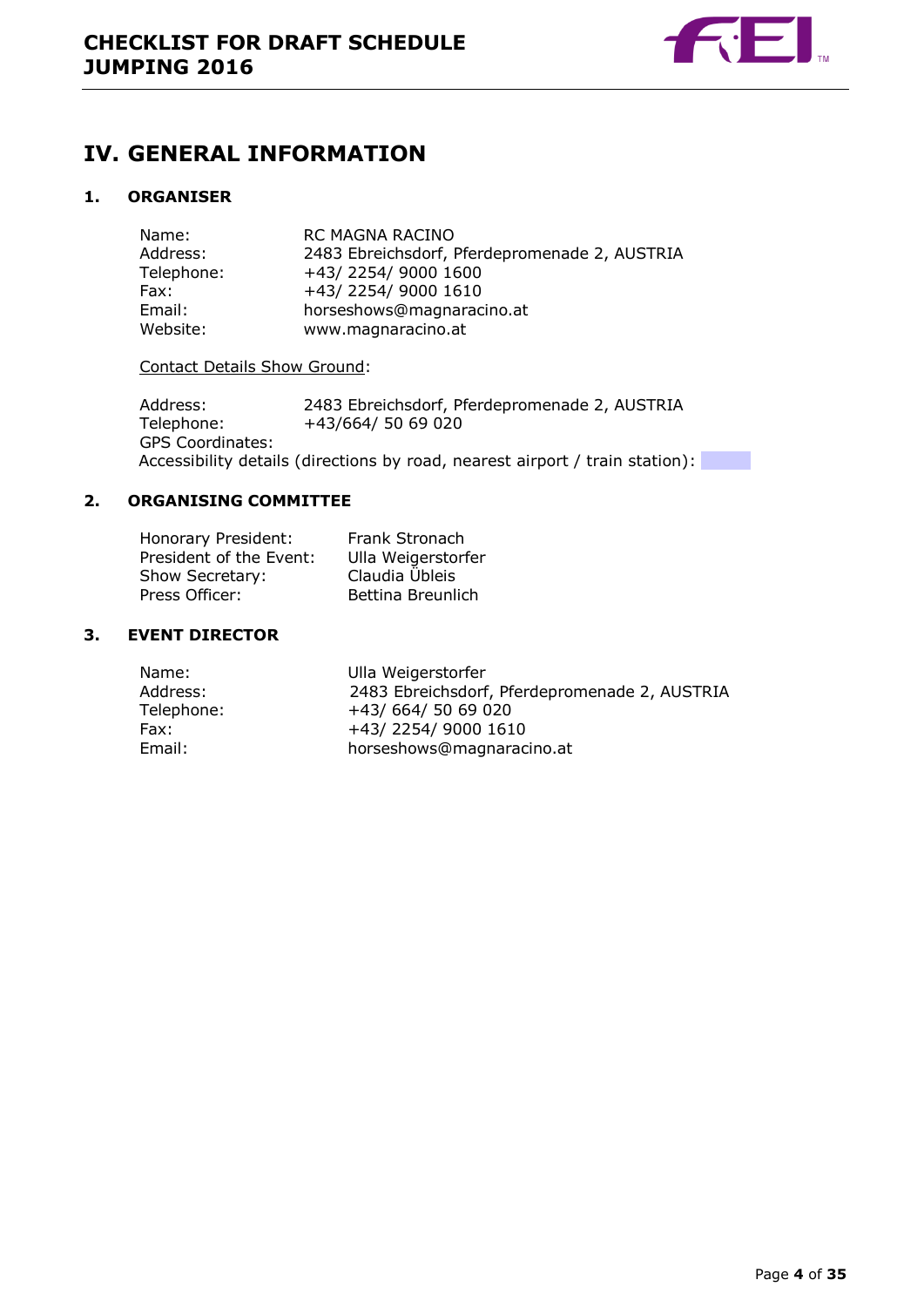# IV. GENERAL INFORMATION

## 1. ORGANISER

Name: RC MAGNA RACINO
Address: 2483 Ebreichsdorf, Pferdepromenade 2, AUSTRIA
Telephone: +43/ 2254/ 9000 1600
Fax: +43/ 2254/ 9000 1610
Email: horseshows@magnaracino.at
Website: www.magnaracino.at

Contact Details Show Ground:

Address: 2483 Ebreichsdorf, Pferdepromenade 2, AUSTRIA
Telephone: +43/664/ 50 69 020
GPS Coordinates:
Accessibility details (directions by road, nearest airport / train station):

## 2. ORGANISING COMMITTEE

Honorary President: Frank Stronach
President of the Event: Ulla Weigerstorfer
Show Secretary: Claudia Übleis
Press Officer: Bettina Breunlich

## 3. EVENT DIRECTOR

Name: Ulla Weigerstorfer
Address: 2483 Ebreichsdorf, Pferdepromenade 2, AUSTRIA
Telephone: +43/ 664/ 50 69 020
Fax: +43/ 2254/ 9000 1610
Email: horseshows@magnaracino.at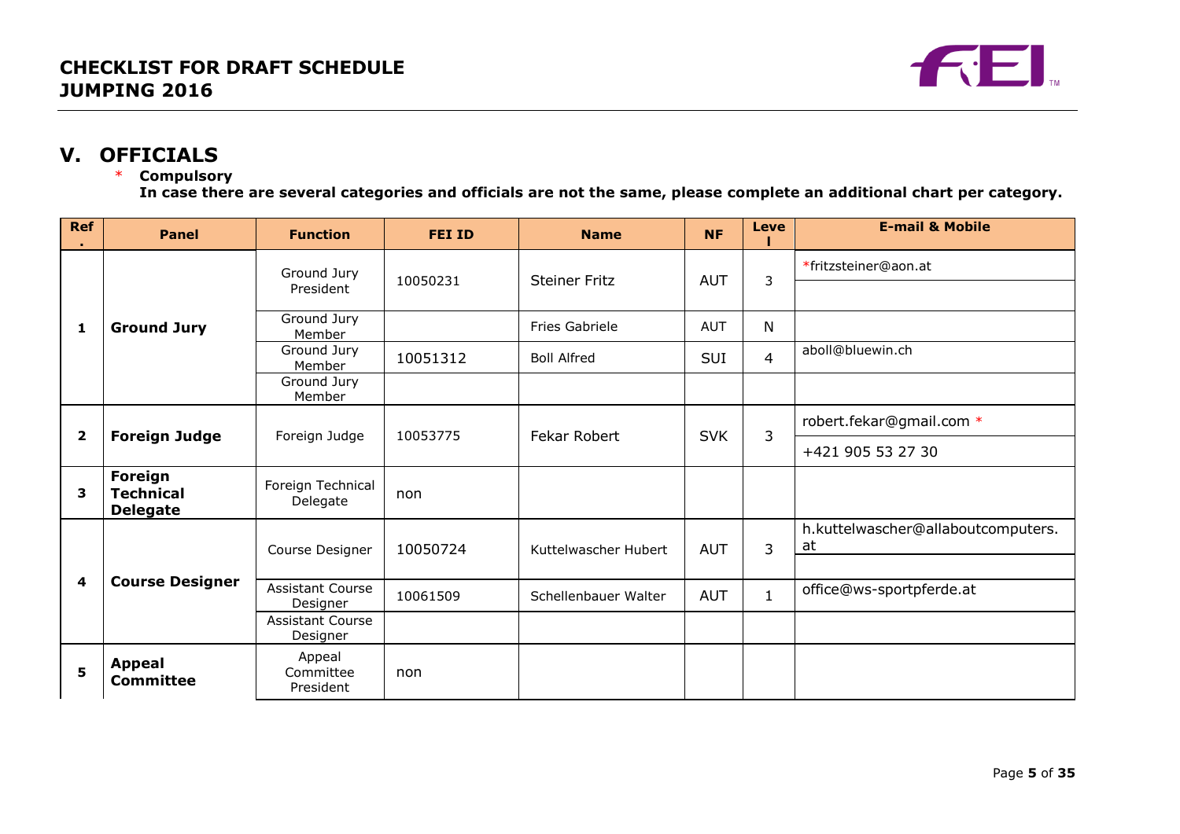# CHECKLIST FOR DRAFT SCHEDULE JUMPING 2016

## V. OFFICIALS

\* **Compulsory**

**In case there are several categories and officials are not the same, please complete an additional chart per category.**

| Ref. | Panel | Function | FEI ID | Name | NF | Level | E-mail & Mobile |
|---|---|---|---|---|---|---|---|
| 1 | **Ground Jury** | Ground Jury President | 10050231 | Steiner Fritz | AUT | 3 | *fritzsteiner@aon.at |
| | | | | | | | |
| | | Ground Jury Member | | Fries Gabriele | AUT | N | |
| | | Ground Jury Member | 10051312 | Boll Alfred | SUI | 4 | aboll@bluewin.ch |
| | | Ground Jury Member | | | | | |
| 2 | **Foreign Judge** | Foreign Judge | 10053775 | Fekar Robert | SVK | 3 | robert.fekar@gmail.com * |
| | | | | | | | +421 905 53 27 30 |
| 3 | **Foreign Technical Delegate** | Foreign Technical Delegate | non | | | | |
| 4 | **Course Designer** | Course Designer | 10050724 | Kuttelwascher Hubert | AUT | 3 | h.kuttelwascher@allaboutcomputers.at |
| | | | | | | | |
| | | Assistant Course Designer | 10061509 | Schellenbauer Walter | AUT | 1 | office@ws-sportpferde.at |
| | | Assistant Course Designer | | | | | |
| 5 | **Appeal Committee** | Appeal Committee President | non | | | | |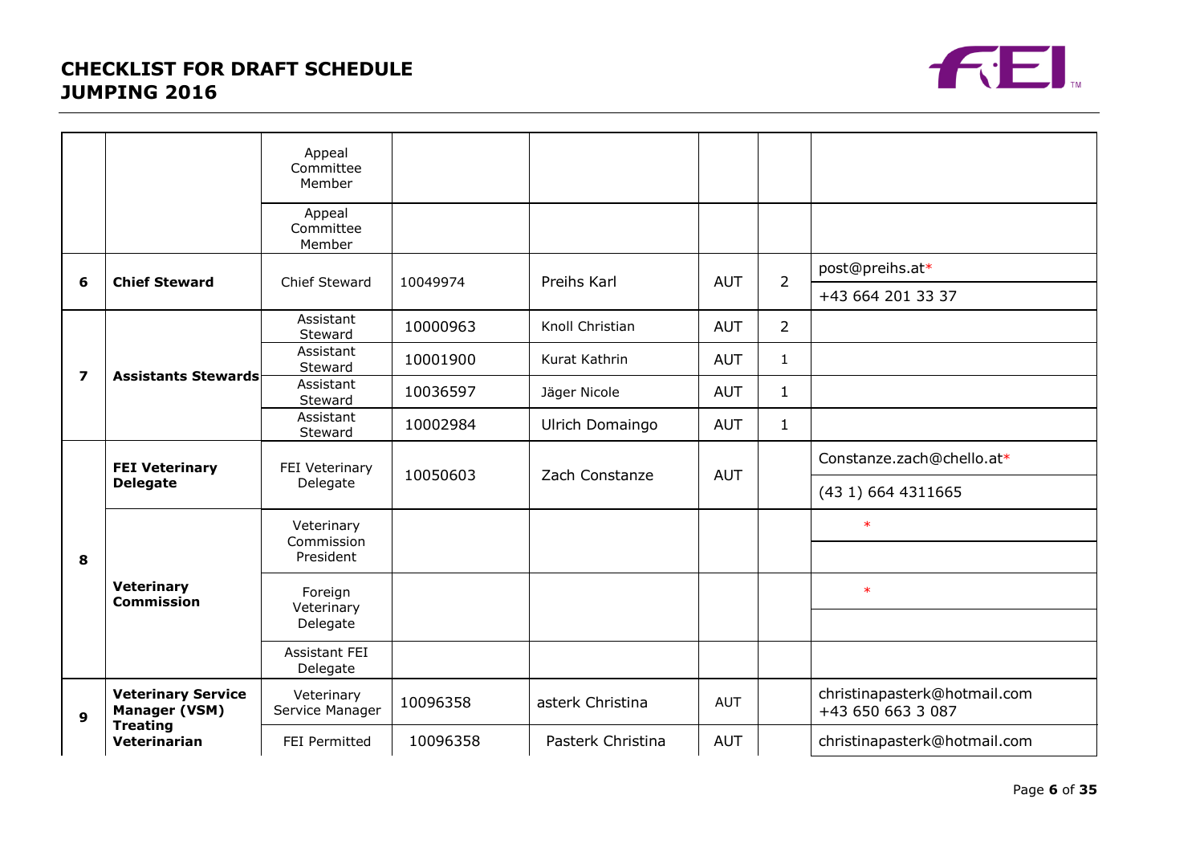# CHECKLIST FOR DRAFT SCHEDULE JUMPING 2016

| | | | | | | | |
|---|---|---|---|---|---|---|---|
| | | Appeal Committee Member | | | | | |
| | | Appeal Committee Member | | | | | |
| 6 | **Chief Steward** | Chief Steward | 10049974 | Preihs Karl | AUT | 2 | post@preihs.at* <br> +43 664 201 33 37 |
| 7 | **Assistants Stewards** | Assistant Steward | 10000963 | Knoll Christian | AUT | 2 | |
| | | Assistant Steward | 10001900 | Kurat Kathrin | AUT | 1 | |
| | | Assistant Steward | 10036597 | Jäger Nicole | AUT | 1 | |
| | | Assistant Steward | 10002984 | Ulrich Domaingo | AUT | 1 | |
| 8 | **FEI Veterinary Delegate** | FEI Veterinary Delegate | 10050603 | Zach Constanze | AUT | | Constanze.zach@chello.at* <br> (43 1) 664 4311665 |
| | **Veterinary Commission** | Veterinary Commission President | | | | | * |
| | | Foreign Veterinary Delegate | | | | | * |
| | | Assistant FEI Delegate | | | | | |
| 9 | **Veterinary Service Manager (VSM) Treating Veterinarian** | Veterinary Service Manager | 10096358 | asterk Christina | AUT | | christinapasterk@hotmail.com <br> +43 650 663 3 087 |
| | | FEI Permitted | 10096358 | Pasterk Christina | AUT | | christinapasterk@hotmail.com |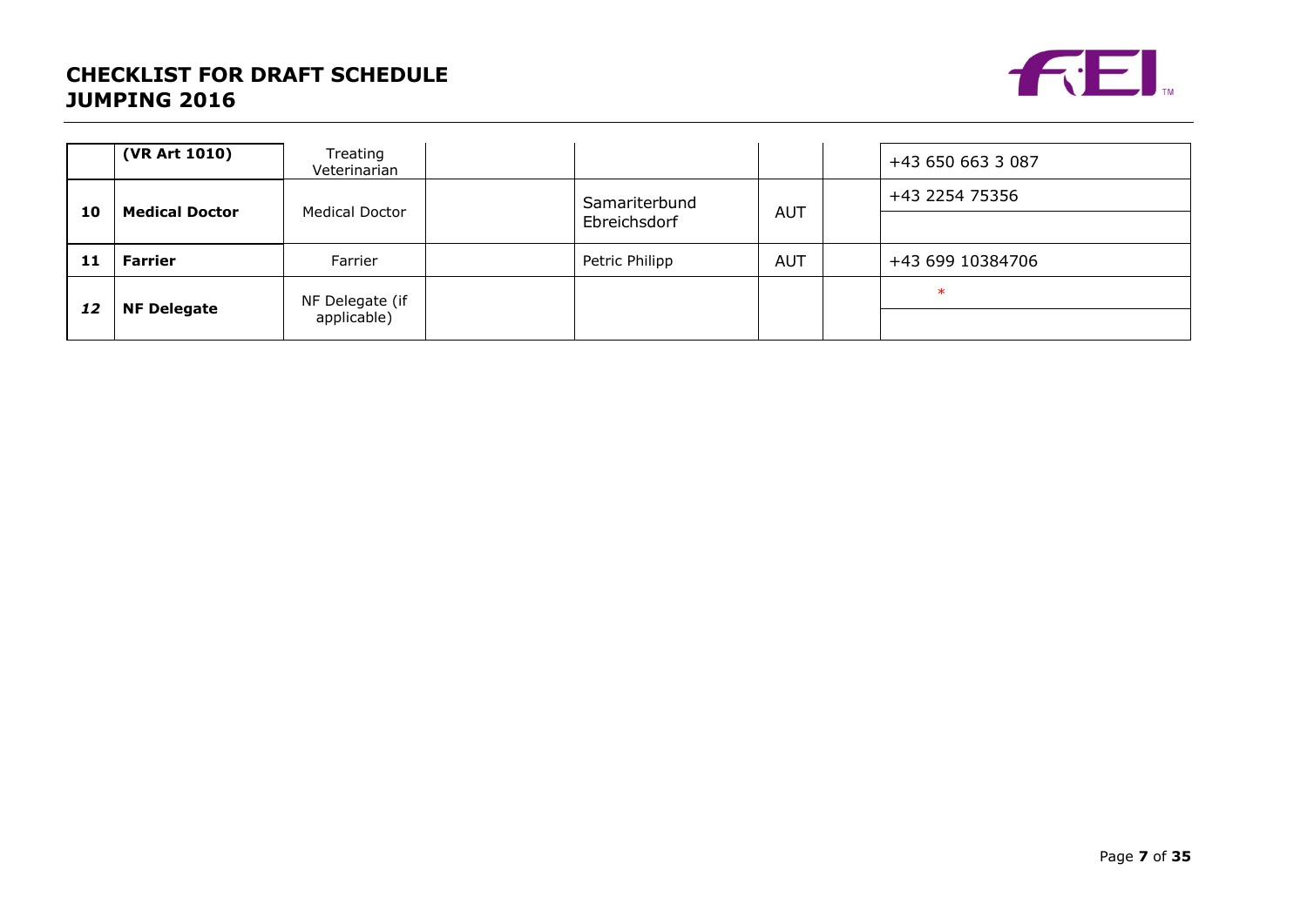# CHECKLIST FOR DRAFT SCHEDULE JUMPING 2016

| | | | | | | | |
|---|---|---|---|---|---|---|---|
| | **(VR Art 1010)** | Treating Veterinarian | | | | | +43 650 663 3 087 |
| **10** | **Medical Doctor** | Medical Doctor | | Samariterbund Ebreichsdorf | AUT | | +43 2254 75356 |
| | | | | | | | |
| **11** | **Farrier** | Farrier | | Petric Philipp | AUT | | +43 699 10384706 |
| ***12*** | **NF Delegate** | NF Delegate (if applicable) | | | | | * |
| | | | | | | | |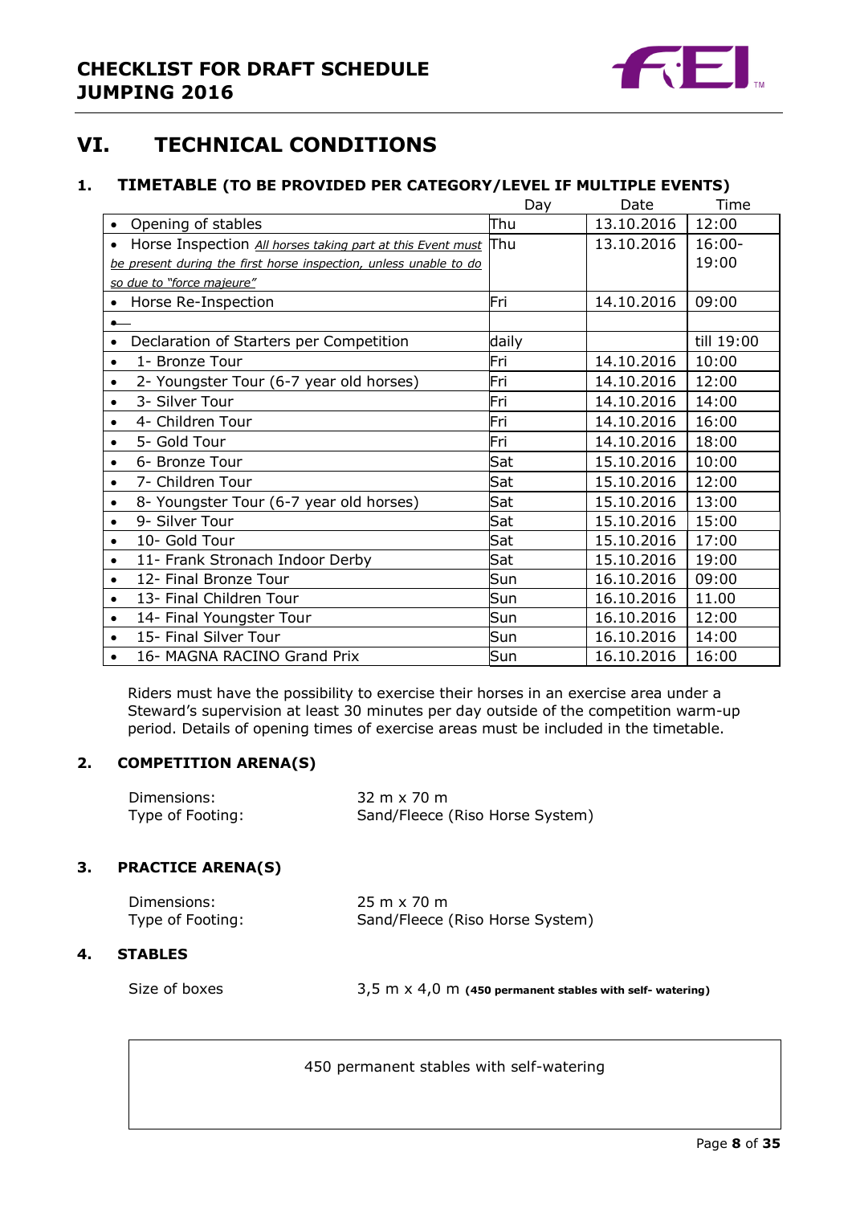## VI. TECHNICAL CONDITIONS

### 1. TIMETABLE (TO BE PROVIDED PER CATEGORY/LEVEL IF MULTIPLE EVENTS)

| | Day | Date | Time |
|---|---|---|---|
| • Opening of stables | Thu | 13.10.2016 | 12:00 |
| • Horse Inspection *All horses taking part at this Event must be present during the first horse inspection, unless unable to do so due to "force majeure"* | Thu | 13.10.2016 | 16:00-19:00 |
| • Horse Re-Inspection | Fri | 14.10.2016 | 09:00 |
| • | | | |
| • Declaration of Starters per Competition | daily | | till 19:00 |
| • 1- Bronze Tour | Fri | 14.10.2016 | 10:00 |
| • 2- Youngster Tour (6-7 year old horses) | Fri | 14.10.2016 | 12:00 |
| • 3- Silver Tour | Fri | 14.10.2016 | 14:00 |
| • 4- Children Tour | Fri | 14.10.2016 | 16:00 |
| • 5- Gold Tour | Fri | 14.10.2016 | 18:00 |
| • 6- Bronze Tour | Sat | 15.10.2016 | 10:00 |
| • 7- Children Tour | Sat | 15.10.2016 | 12:00 |
| • 8- Youngster Tour (6-7 year old horses) | Sat | 15.10.2016 | 13:00 |
| • 9- Silver Tour | Sat | 15.10.2016 | 15:00 |
| • 10- Gold Tour | Sat | 15.10.2016 | 17:00 |
| • 11- Frank Stronach Indoor Derby | Sat | 15.10.2016 | 19:00 |
| • 12- Final Bronze Tour | Sun | 16.10.2016 | 09:00 |
| • 13- Final Children Tour | Sun | 16.10.2016 | 11.00 |
| • 14- Final Youngster Tour | Sun | 16.10.2016 | 12:00 |
| • 15- Final Silver Tour | Sun | 16.10.2016 | 14:00 |
| • 16- MAGNA RACINO Grand Prix | Sun | 16.10.2016 | 16:00 |

Riders must have the possibility to exercise their horses in an exercise area under a Steward's supervision at least 30 minutes per day outside of the competition warm-up period. Details of opening times of exercise areas must be included in the timetable.

### 2. COMPETITION ARENA(S)

Dimensions: 32 m x 70 m
Type of Footing: Sand/Fleece (Riso Horse System)

### 3. PRACTICE ARENA(S)

Dimensions: 25 m x 70 m
Type of Footing: Sand/Fleece (Riso Horse System)

### 4. STABLES

Size of boxes 3,5 m x 4,0 m **(450 permanent stables with self- watering)**

450 permanent stables with self-watering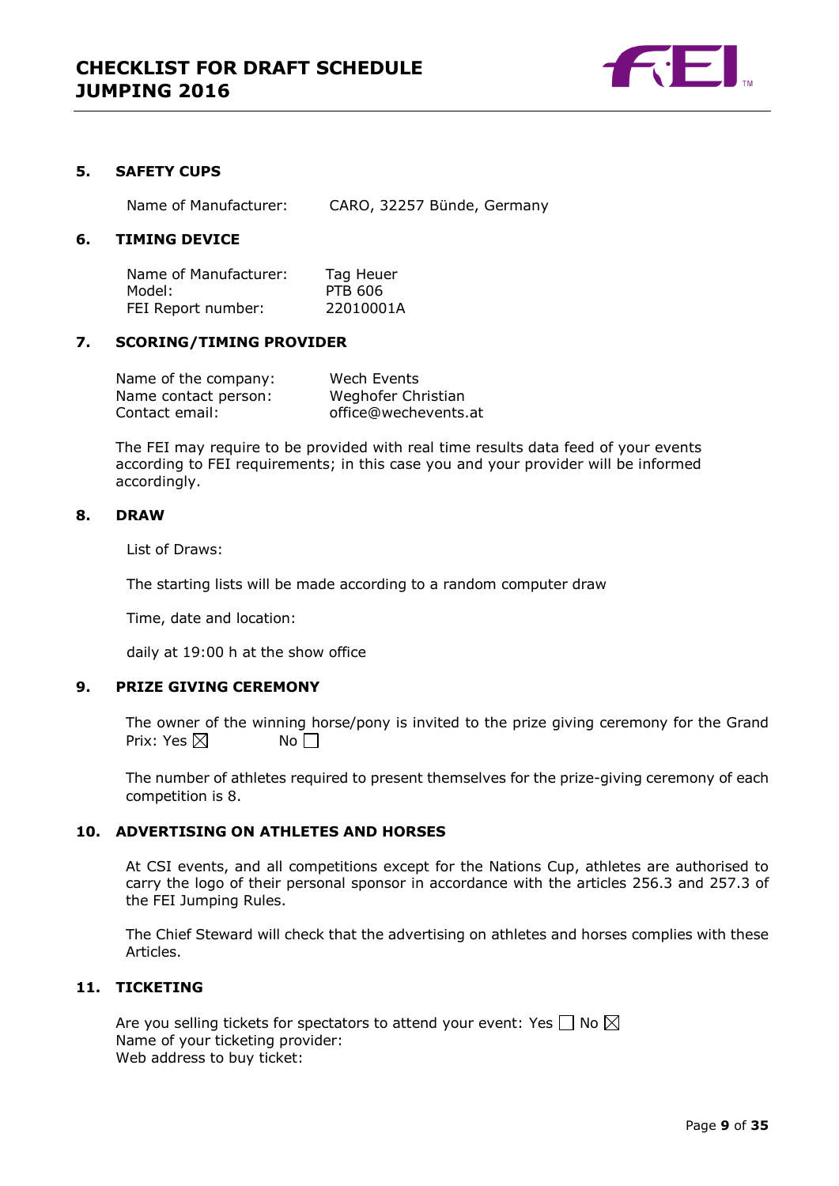## 5. SAFETY CUPS

Name of Manufacturer: CARO, 32257 Bünde, Germany

## 6. TIMING DEVICE

Name of Manufacturer: Tag Heuer
Model: PTB 606
FEI Report number: 22010001A

## 7. SCORING/TIMING PROVIDER

Name of the company: Wech Events
Name contact person: Weghofer Christian
Contact email: office@wechevents.at

The FEI may require to be provided with real time results data feed of your events according to FEI requirements; in this case you and your provider will be informed accordingly.

## 8. DRAW

List of Draws:

The starting lists will be made according to a random computer draw

Time, date and location:

daily at 19:00 h at the show office

## 9. PRIZE GIVING CEREMONY

The owner of the winning horse/pony is invited to the prize giving ceremony for the Grand Prix: Yes ☒ No ☐

The number of athletes required to present themselves for the prize-giving ceremony of each competition is 8.

## 10. ADVERTISING ON ATHLETES AND HORSES

At CSI events, and all competitions except for the Nations Cup, athletes are authorised to carry the logo of their personal sponsor in accordance with the articles 256.3 and 257.3 of the FEI Jumping Rules.

The Chief Steward will check that the advertising on athletes and horses complies with these Articles.

## 11. TICKETING

Are you selling tickets for spectators to attend your event: Yes ☐ No ☒
Name of your ticketing provider:
Web address to buy ticket: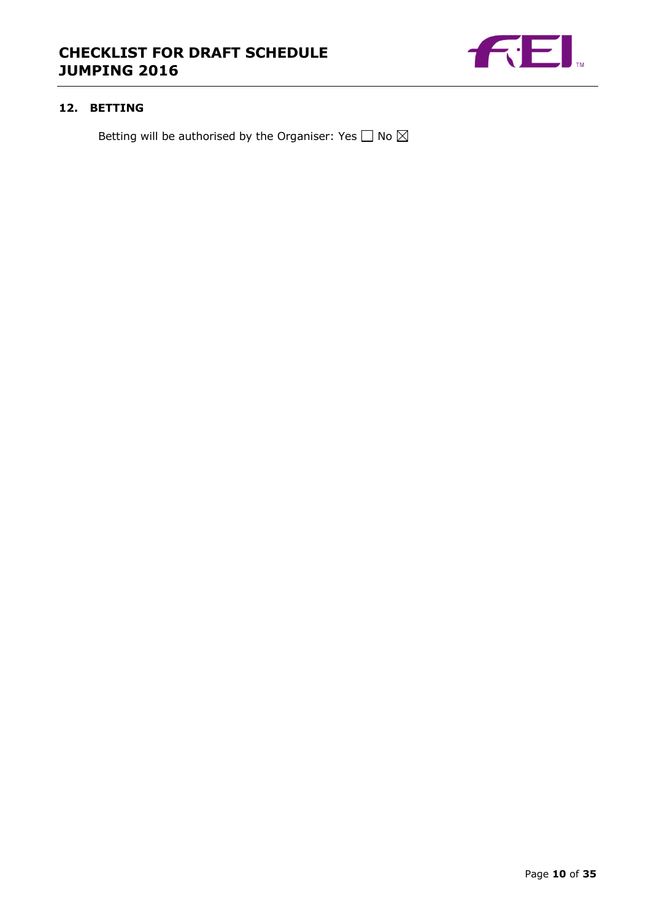## 12. BETTING

Betting will be authorised by the Organiser: Yes ☐ No ☒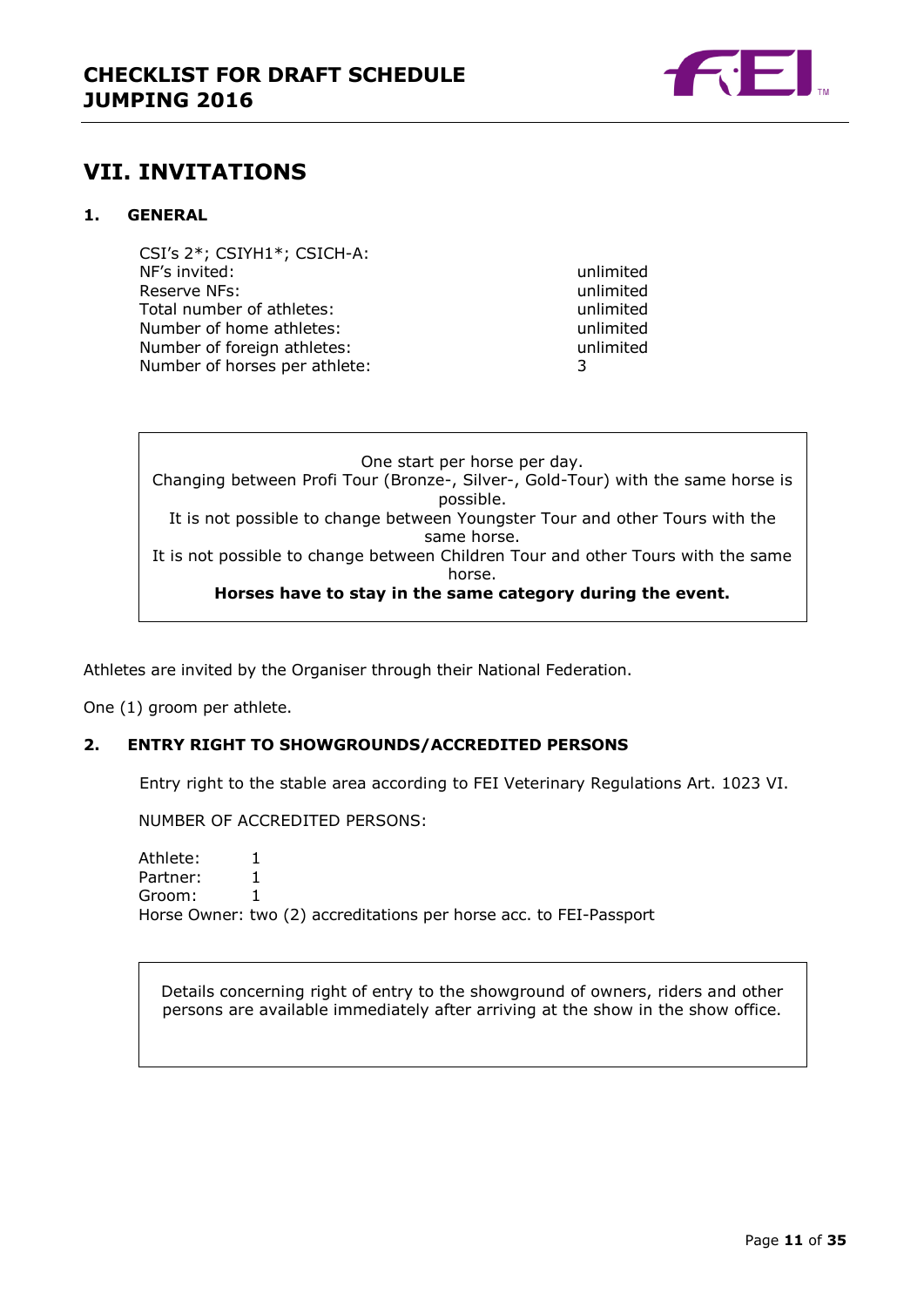## VII. INVITATIONS

### 1. GENERAL

CSI's 2*; CSIYH1*; CSICH-A:

| | |
|---|---|
| NF's invited: | unlimited |
| Reserve NFs: | unlimited |
| Total number of athletes: | unlimited |
| Number of home athletes: | unlimited |
| Number of foreign athletes: | unlimited |
| Number of horses per athlete: | 3 |

One start per horse per day.
Changing between Profi Tour (Bronze-, Silver-, Gold-Tour) with the same horse is possible.
It is not possible to change between Youngster Tour and other Tours with the same horse.
It is not possible to change between Children Tour and other Tours with the same horse.
**Horses have to stay in the same category during the event.**

Athletes are invited by the Organiser through their National Federation.

One (1) groom per athlete.

### 2. ENTRY RIGHT TO SHOWGROUNDS/ACCREDITED PERSONS

Entry right to the stable area according to FEI Veterinary Regulations Art. 1023 VI.

NUMBER OF ACCREDITED PERSONS:

Athlete: 1
Partner: 1
Groom: 1
Horse Owner: two (2) accreditations per horse acc. to FEI-Passport

Details concerning right of entry to the showground of owners, riders and other persons are available immediately after arriving at the show in the show office.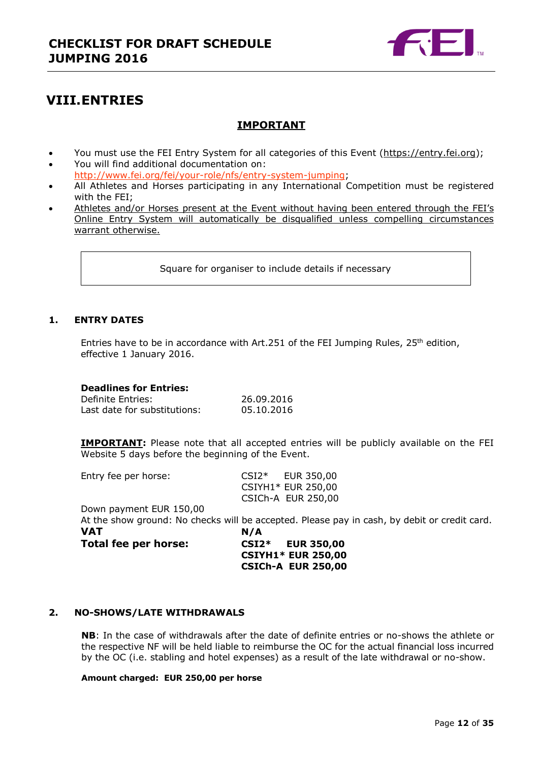# VIII. ENTRIES

## IMPORTANT

- You must use the FEI Entry System for all categories of this Event (https://entry.fei.org);
- You will find additional documentation on: http://www.fei.org/fei/your-role/nfs/entry-system-jumping;
- All Athletes and Horses participating in any International Competition must be registered with the FEI;
- Athletes and/or Horses present at the Event without having been entered through the FEI's Online Entry System will automatically be disqualified unless compelling circumstances warrant otherwise.

| Square for organiser to include details if necessary |
|---|

### 1. ENTRY DATES

Entries have to be in accordance with Art.251 of the FEI Jumping Rules, 25th edition, effective 1 January 2016.

**Deadlines for Entries:**

| | |
|---|---|
| Definite Entries: | 26.09.2016 |
| Last date for substitutions: | 05.10.2016 |

**IMPORTANT:** Please note that all accepted entries will be publicly available on the FEI Website 5 days before the beginning of the Event.

| | |
|---|---|
| Entry fee per horse: | CSI2* EUR 350,00 |
| | CSIYH1* EUR 250,00 |
| | CSICh-A EUR 250,00 |

Down payment EUR 150,00

At the show ground: No checks will be accepted. Please pay in cash, by debit or credit card.

| | |
|---|---|
| **VAT** | **N/A** |
| **Total fee per horse:** | **CSI2* EUR 350,00** |
| | **CSIYH1* EUR 250,00** |
| | **CSICh-A EUR 250,00** |

### 2. NO-SHOWS/LATE WITHDRAWALS

**NB**: In the case of withdrawals after the date of definite entries or no-shows the athlete or the respective NF will be held liable to reimburse the OC for the actual financial loss incurred by the OC (i.e. stabling and hotel expenses) as a result of the late withdrawal or no-show.

**Amount charged: EUR 250,00 per horse**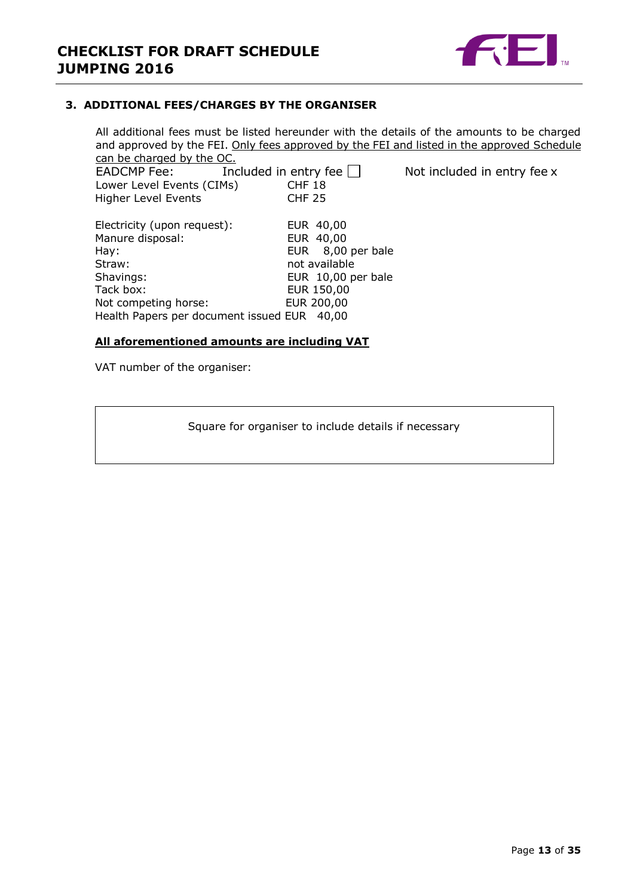### 3. ADDITIONAL FEES/CHARGES BY THE ORGANISER

All additional fees must be listed hereunder with the details of the amounts to be charged and approved by the FEI. Only fees approved by the FEI and listed in the approved Schedule can be charged by the OC.

EADCMP Fee: Included in entry fee ☐ Not included in entry fee x

| | |
|---|---|
| Lower Level Events (CIMs) | CHF 18 |
| Higher Level Events | CHF 25 |

| | |
|---|---|
| Electricity (upon request): | EUR 40,00 |
| Manure disposal: | EUR 40,00 |
| Hay: | EUR 8,00 per bale |
| Straw: | not available |
| Shavings: | EUR 10,00 per bale |
| Tack box: | EUR 150,00 |
| Not competing horse: | EUR 200,00 |
| Health Papers per document issued | EUR 40,00 |

**All aforementioned amounts are including VAT**

VAT number of the organiser:

| Square for organiser to include details if necessary |
|---|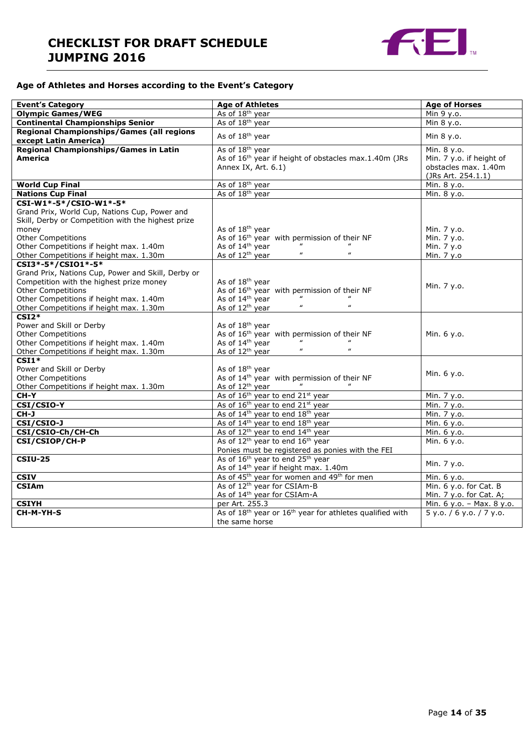# CHECKLIST FOR DRAFT SCHEDULE JUMPING 2016

### Age of Athletes and Horses according to the Event's Category

| Event's Category | Age of Athletes | Age of Horses |
|---|---|---|
| **Olympic Games/WEG** | As of 18th year | Min 9 y.o. |
| **Continental Championships Senior** | As of 18th year | Min 8 y.o. |
| **Regional Championships/Games (all regions except Latin America)** | As of 18th year | Min 8 y.o. |
| **Regional Championships/Games in Latin America** | As of 18th year<br>As of 16th year if height of obstacles max.1.40m (JRs Annex IX, Art. 6.1) | Min. 8 y.o.<br>Min. 7 y.o. if height of obstacles max. 1.40m (JRs Art. 254.1.1) |
| **World Cup Final** | As of 18th year | Min. 8 y.o. |
| **Nations Cup Final** | As of 18th year | Min. 8 y.o. |
| **CSI-W1\*-5\*/CSIO-W1\*-5\***<br>Grand Prix, World Cup, Nations Cup, Power and Skill, Derby or Competition with the highest prize money<br>Other Competitions<br>Other Competitions if height max. 1.40m<br>Other Competitions if height max. 1.30m | As of 18th year<br>As of 16th year with permission of their NF<br>As of 14th year " "<br>As of 12th year " " | Min. 7 y.o.<br>Min. 7 y.o.<br>Min. 7 y.o<br>Min. 7 y.o |
| **CSI3\*-5\*/CSIO1\*-5\***<br>Grand Prix, Nations Cup, Power and Skill, Derby or Competition with the highest prize money<br>Other Competitions<br>Other Competitions if height max. 1.40m<br>Other Competitions if height max. 1.30m | As of 18th year<br>As of 16th year with permission of their NF<br>As of 14th year " "<br>As of 12th year " " | Min. 7 y.o. |
| **CSI2\***<br>Power and Skill or Derby<br>Other Competitions<br>Other Competitions if height max. 1.40m<br>Other Competitions if height max. 1.30m | As of 18th year<br>As of 16th year with permission of their NF<br>As of 14th year " "<br>As of 12th year " " | Min. 6 y.o. |
| **CSI1\***<br>Power and Skill or Derby<br>Other Competitions<br>Other Competitions if height max. 1.30m | As of 18th year<br>As of 14th year with permission of their NF<br>As of 12th year " " | Min. 6 y.o. |
| **CH-Y** | As of 16th year to end 21st year | Min. 7 y.o. |
| **CSI/CSIO-Y** | As of 16th year to end 21st year | Min. 7 y.o. |
| **CH-J** | As of 14th year to end 18th year | Min. 7 y.o. |
| **CSI/CSIO-J** | As of 14th year to end 18th year | Min. 6 y.o. |
| **CSI/CSIO-Ch/CH-Ch** | As of 12th year to end 14th year | Min. 6 y.o. |
| **CSI/CSIOP/CH-P** | As of 12th year to end 16th year<br>Ponies must be registered as ponies with the FEI | Min. 6 y.o. |
| **CSIU-25** | As of 16th year to end 25th year<br>As of 14th year if height max. 1.40m | Min. 7 y.o. |
| **CSIV** | As of 45th year for women and 49th for men | Min. 6 y.o. |
| **CSIAm** | As of 12th year for CSIAm-B<br>As of 14th year for CSIAm-A | Min. 6 y.o. for Cat. B<br>Min. 7 y.o. for Cat. A; |
| **CSIYH** | per Art. 255.3 | Min. 6 y.o. – Max. 8 y.o. |
| **CH-M-YH-S** | As of 18th year or 16th year for athletes qualified with the same horse | 5 y.o. / 6 y.o. / 7 y.o. |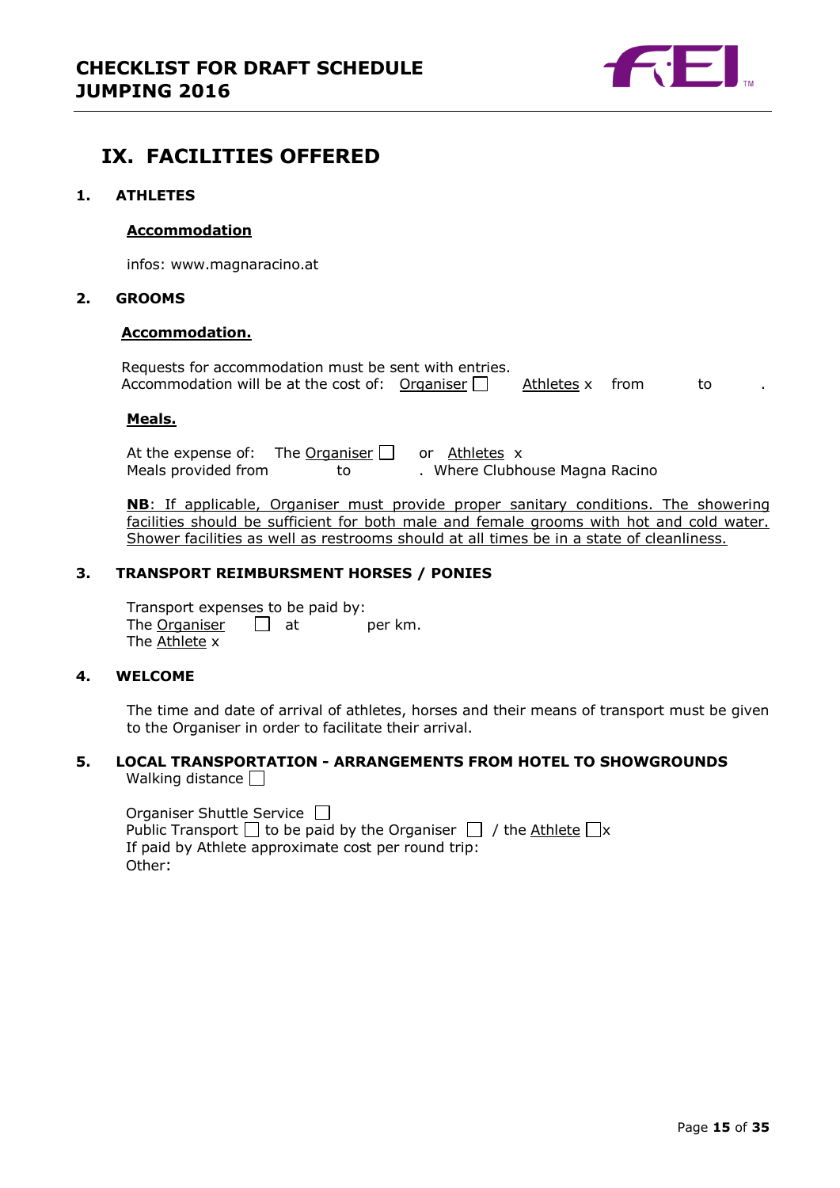# IX. FACILITIES OFFERED

## 1. ATHLETES

**Accommodation**

infos: www.magnaracino.at

## 2. GROOMS

**Accommodation.**

Requests for accommodation must be sent with entries.
Accommodation will be at the cost of: Organiser ☐ Athletes x from to .

**Meals.**

At the expense of: The Organiser ☐ or Athletes x
Meals provided from to . Where Clubhouse Magna Racino

**NB**: If applicable, Organiser must provide proper sanitary conditions. The showering facilities should be sufficient for both male and female grooms with hot and cold water. Shower facilities as well as restrooms should at all times be in a state of cleanliness.

## 3. TRANSPORT REIMBURSMENT HORSES / PONIES

Transport expenses to be paid by:
The Organiser ☐ at per km.
The Athlete x

## 4. WELCOME

The time and date of arrival of athletes, horses and their means of transport must be given to the Organiser in order to facilitate their arrival.

## 5. LOCAL TRANSPORTATION - ARRANGEMENTS FROM HOTEL TO SHOWGROUNDS

Walking distance ☐

Organiser Shuttle Service ☐
Public Transport ☐ to be paid by the Organiser ☐ / the Athlete ☐x
If paid by Athlete approximate cost per round trip:
Other: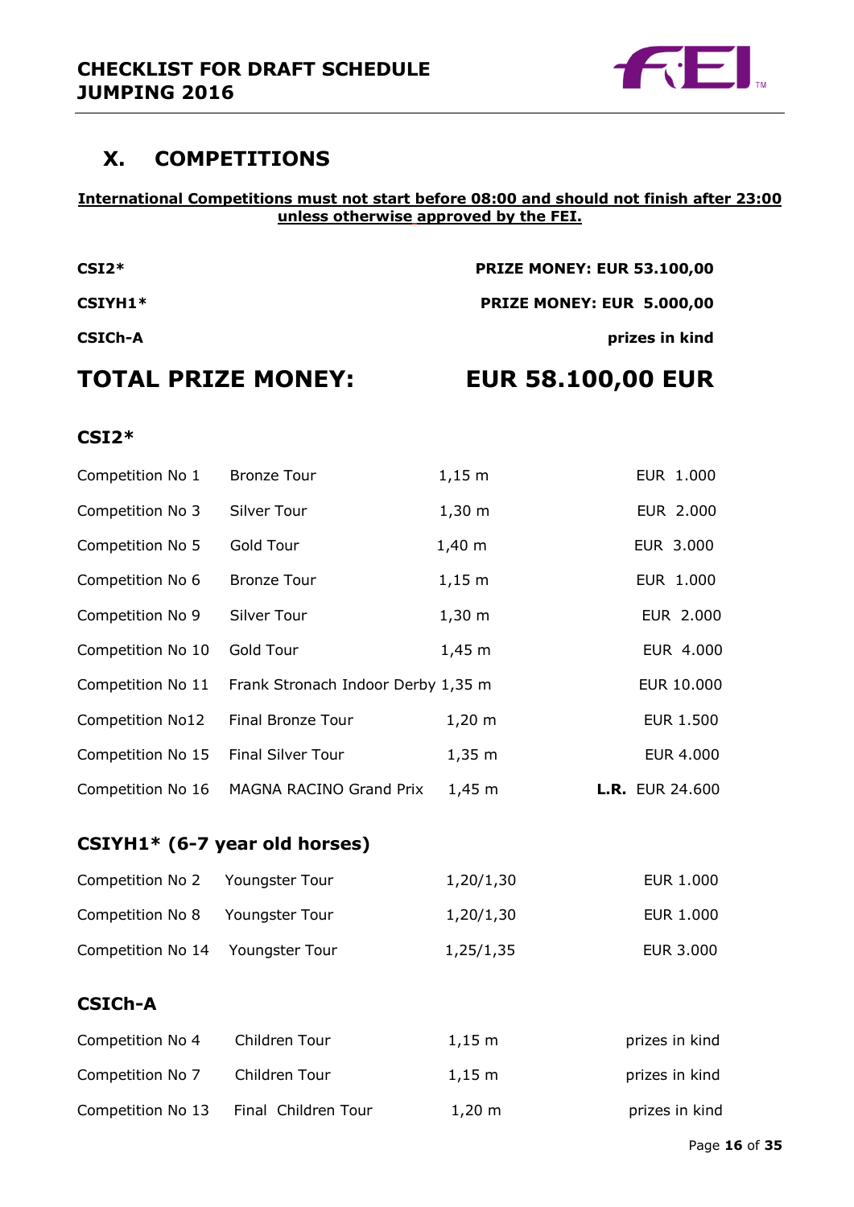## X. COMPETITIONS

**International Competitions must not start before 08:00 and should not finish after 23:00 unless otherwise approved by the FEI.**

| | |
|---|---|
| **CSI2*** | **PRIZE MONEY: EUR 53.100,00** |
| **CSIYH1*** | **PRIZE MONEY: EUR 5.000,00** |
| **CSICh-A** | **prizes in kind** |

## TOTAL PRIZE MONEY: EUR 58.100,00 EUR

### CSI2*

| | | | |
|---|---|---|---|
| Competition No 1 | Bronze Tour | 1,15 m | EUR 1.000 |
| Competition No 3 | Silver Tour | 1,30 m | EUR 2.000 |
| Competition No 5 | Gold Tour | 1,40 m | EUR 3.000 |
| Competition No 6 | Bronze Tour | 1,15 m | EUR 1.000 |
| Competition No 9 | Silver Tour | 1,30 m | EUR 2.000 |
| Competition No 10 | Gold Tour | 1,45 m | EUR 4.000 |
| Competition No 11 | Frank Stronach Indoor Derby | 1,35 m | EUR 10.000 |
| Competition No12 | Final Bronze Tour | 1,20 m | EUR 1.500 |
| Competition No 15 | Final Silver Tour | 1,35 m | EUR 4.000 |
| Competition No 16 | MAGNA RACINO Grand Prix | 1,45 m | **L.R.** EUR 24.600 |

### CSIYH1* (6-7 year old horses)

| | | | |
|---|---|---|---|
| Competition No 2 | Youngster Tour | 1,20/1,30 | EUR 1.000 |
| Competition No 8 | Youngster Tour | 1,20/1,30 | EUR 1.000 |
| Competition No 14 | Youngster Tour | 1,25/1,35 | EUR 3.000 |

### CSICh-A

| | | | |
|---|---|---|---|
| Competition No 4 | Children Tour | 1,15 m | prizes in kind |
| Competition No 7 | Children Tour | 1,15 m | prizes in kind |
| Competition No 13 | Final Children Tour | 1,20 m | prizes in kind |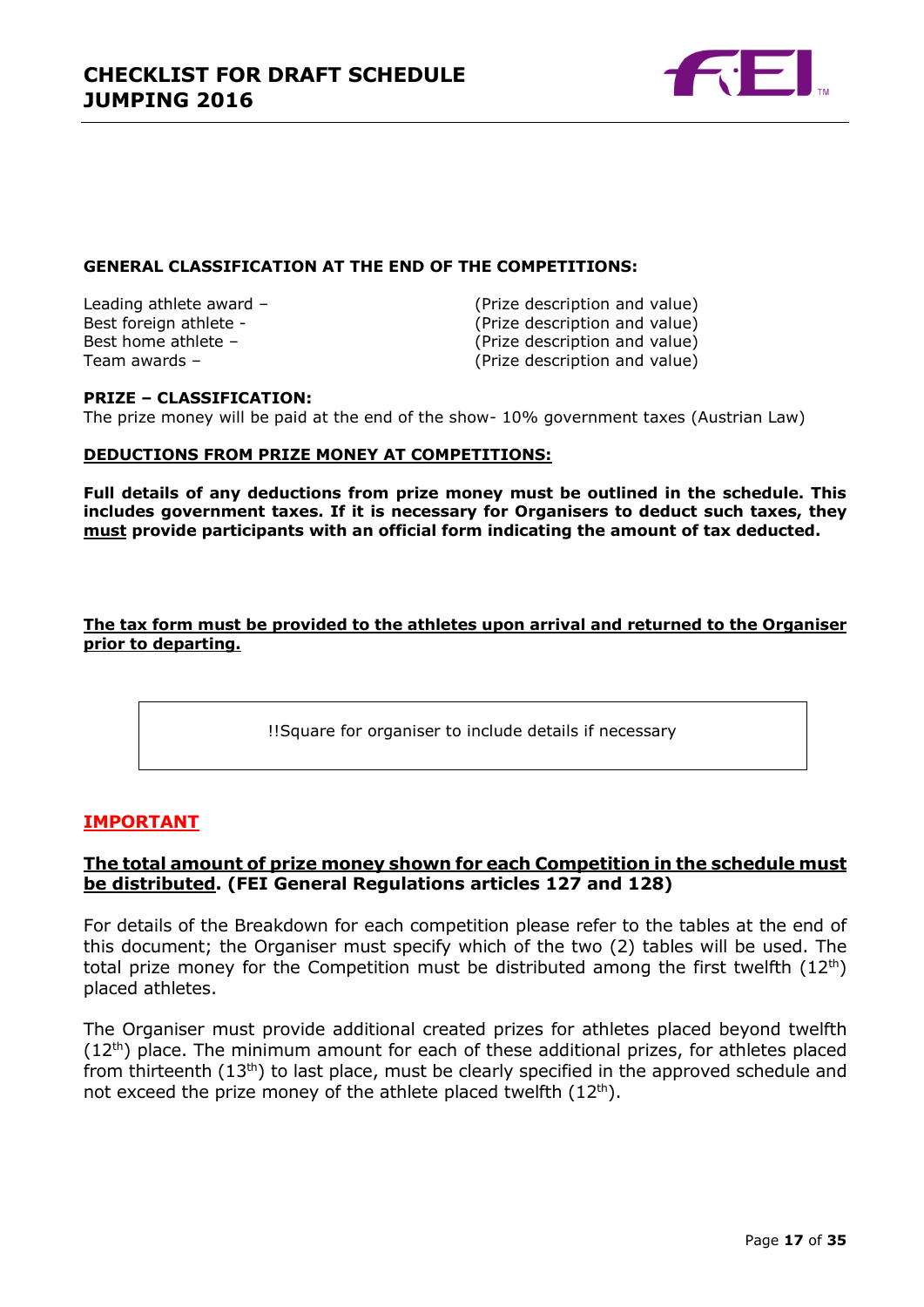**GENERAL CLASSIFICATION AT THE END OF THE COMPETITIONS:**

| | |
|---|---|
| Leading athlete award – | (Prize description and value) |
| Best foreign athlete - | (Prize description and value) |
| Best home athlete – | (Prize description and value) |
| Team awards – | (Prize description and value) |

**PRIZE – CLASSIFICATION:**

The prize money will be paid at the end of the show- 10% government taxes (Austrian Law)

**DEDUCTIONS FROM PRIZE MONEY AT COMPETITIONS:**

**Full details of any deductions from prize money must be outlined in the schedule. This includes government taxes. If it is necessary for Organisers to deduct such taxes, they must provide participants with an official form indicating the amount of tax deducted.**

**The tax form must be provided to the athletes upon arrival and returned to the Organiser prior to departing.**

| !!Square for organiser to include details if necessary |
|---|

## IMPORTANT

**The total amount of prize money shown for each Competition in the schedule must be distributed. (FEI General Regulations articles 127 and 128)**

For details of the Breakdown for each competition please refer to the tables at the end of this document; the Organiser must specify which of the two (2) tables will be used. The total prize money for the Competition must be distributed among the first twelfth (12th) placed athletes.

The Organiser must provide additional created prizes for athletes placed beyond twelfth (12th) place. The minimum amount for each of these additional prizes, for athletes placed from thirteenth (13th) to last place, must be clearly specified in the approved schedule and not exceed the prize money of the athlete placed twelfth (12th).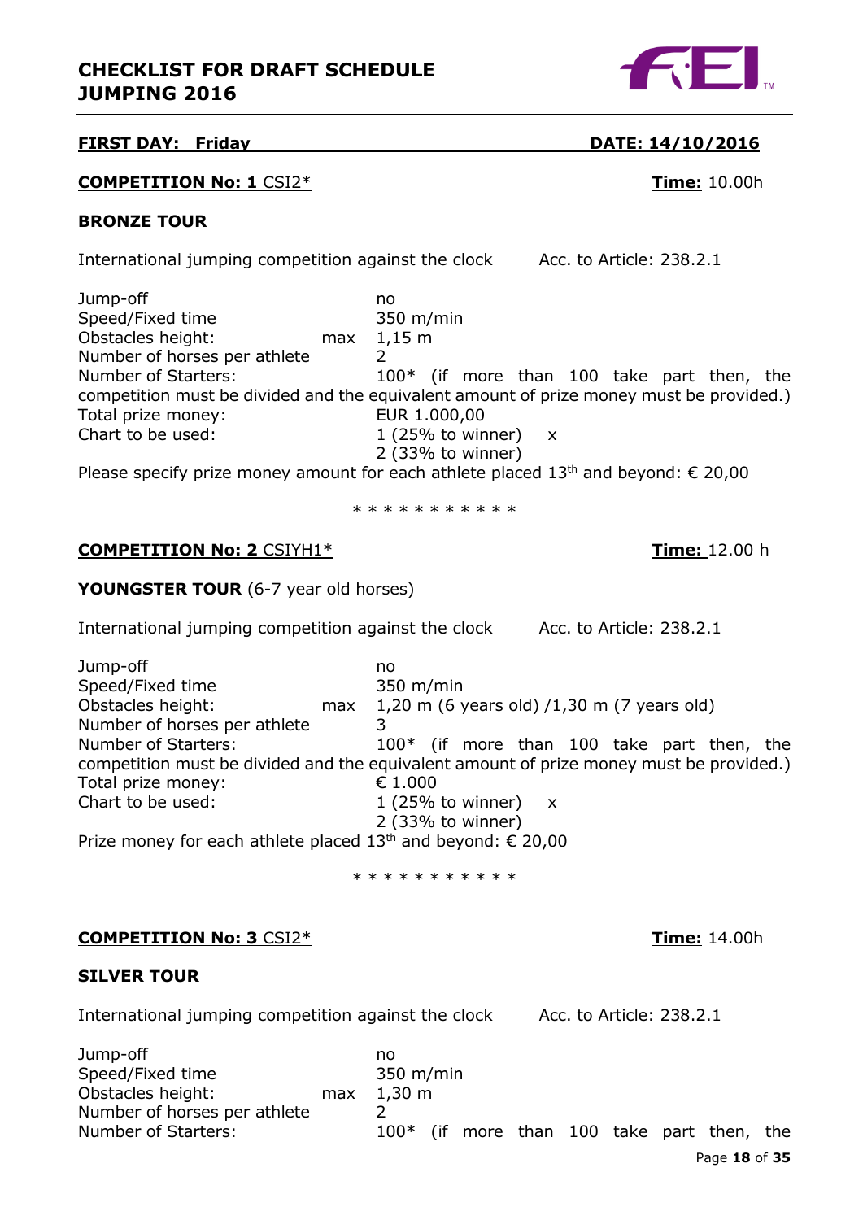# CHECKLIST FOR DRAFT SCHEDULE JUMPING 2016

**FIRST DAY: Friday** **DATE: 14/10/2016**

**COMPETITION No: 1** CSI2* **Time:** 10.00h

**BRONZE TOUR**

International jumping competition against the clock Acc. to Article: 238.2.1

Jump-off: no
Speed/Fixed time: 350 m/min
Obstacles height: max 1,15 m
Number of horses per athlete: 2
Number of Starters: 100* (if more than 100 take part then, the competition must be divided and the equivalent amount of prize money must be provided.)
Total prize money: EUR 1.000,00
Chart to be used: 1 (25% to winner) x
2 (33% to winner)

Please specify prize money amount for each athlete placed 13th and beyond: € 20,00

\* * * * * * * * * * *

**COMPETITION No: 2** CSIYH1* **Time:** 12.00 h

**YOUNGSTER TOUR** (6-7 year old horses)

International jumping competition against the clock Acc. to Article: 238.2.1

Jump-off: no
Speed/Fixed time: 350 m/min
Obstacles height: max 1,20 m (6 years old) /1,30 m (7 years old)
Number of horses per athlete: 3
Number of Starters: 100* (if more than 100 take part then, the competition must be divided and the equivalent amount of prize money must be provided.)
Total prize money: € 1.000
Chart to be used: 1 (25% to winner) x
2 (33% to winner)

Prize money for each athlete placed 13th and beyond: € 20,00

\* * * * * * * * * * *

**COMPETITION No: 3** CSI2* **Time:** 14.00h

**SILVER TOUR**

International jumping competition against the clock Acc. to Article: 238.2.1

Jump-off: no
Speed/Fixed time: 350 m/min
Obstacles height: max 1,30 m
Number of horses per athlete: 2
Number of Starters: 100* (if more than 100 take part then, the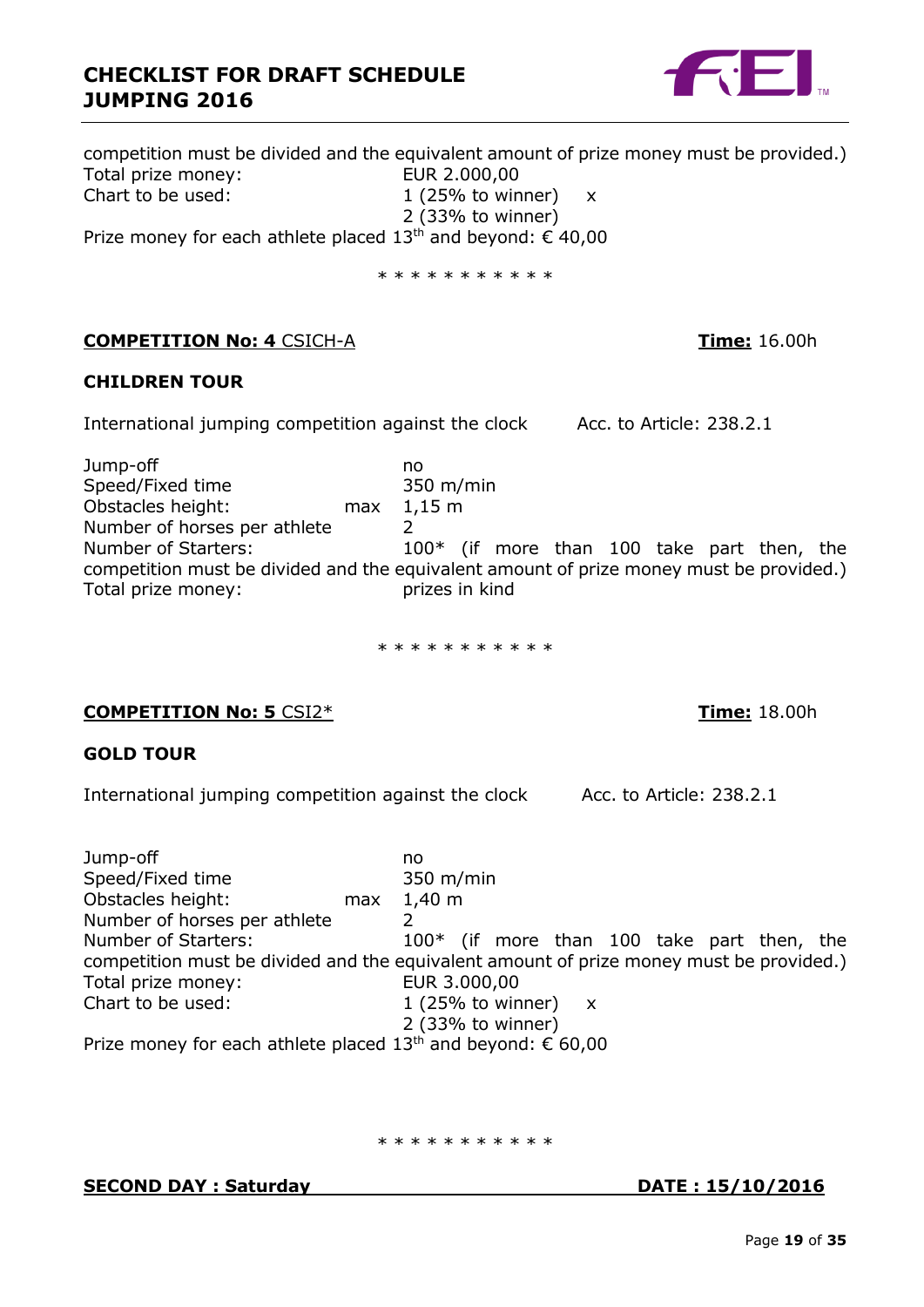competition must be divided and the equivalent amount of prize money must be provided.)

Total prize money: EUR 2.000,00

Chart to be used: 1 (25% to winner) x
2 (33% to winner)

Prize money for each athlete placed 13th and beyond: € 40,00

\* \* \* \* \* \* \* \* \* \* \*

**COMPETITION No: 4** CSICH-A **Time:** 16.00h

**CHILDREN TOUR**

International jumping competition against the clock Acc. to Article: 238.2.1

Jump-off no
Speed/Fixed time 350 m/min
Obstacles height: max 1,15 m
Number of horses per athlete 2
Number of Starters: 100* (if more than 100 take part then, the competition must be divided and the equivalent amount of prize money must be provided.)
Total prize money: prizes in kind

\* \* \* \* \* \* \* \* \* \* \*

**COMPETITION No: 5** CSI2* **Time:** 18.00h

**GOLD TOUR**

International jumping competition against the clock Acc. to Article: 238.2.1

Jump-off no
Speed/Fixed time 350 m/min
Obstacles height: max 1,40 m
Number of horses per athlete 2
Number of Starters: 100* (if more than 100 take part then, the competition must be divided and the equivalent amount of prize money must be provided.)
Total prize money: EUR 3.000,00
Chart to be used: 1 (25% to winner) x
2 (33% to winner)

Prize money for each athlete placed 13th and beyond: € 60,00

\* \* \* \* \* \* \* \* \* \* \*

**SECOND DAY : Saturday** **DATE : 15/10/2016**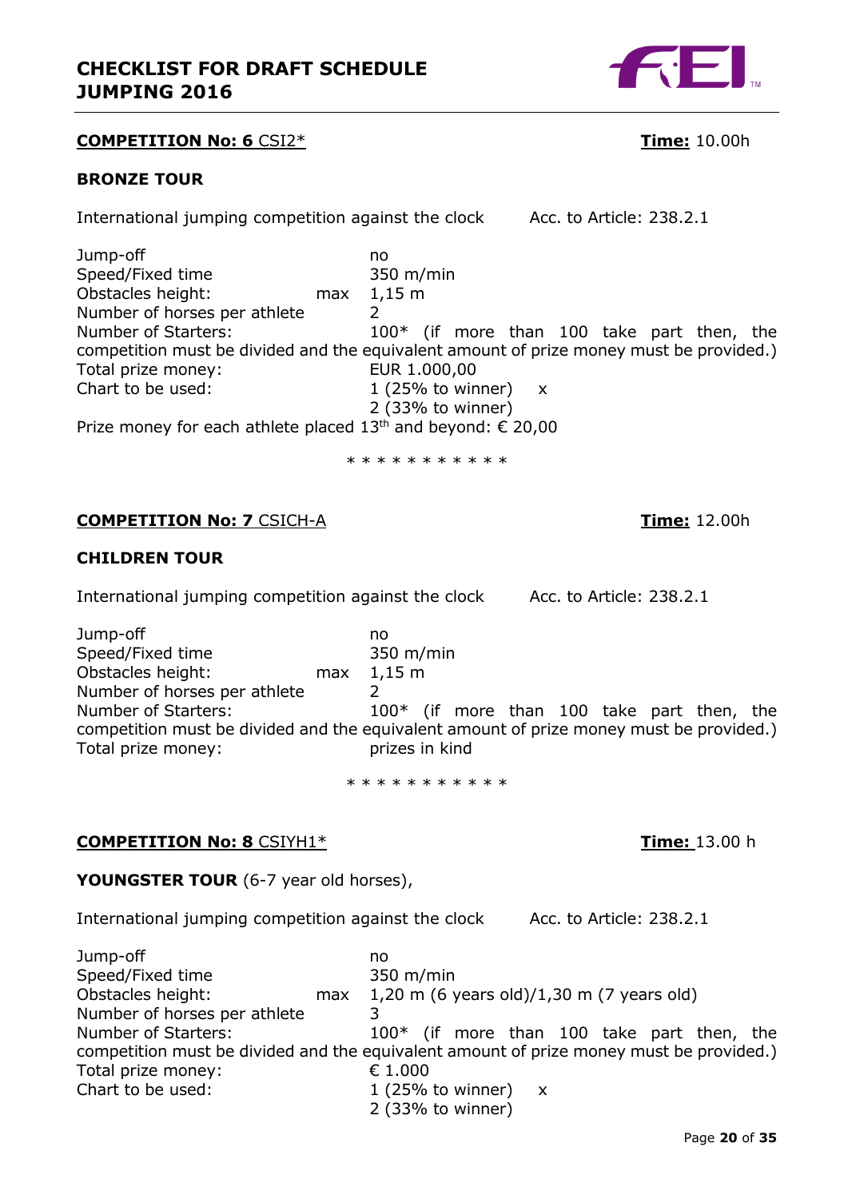**COMPETITION No: 6** CSI2* **Time:** 10.00h

**BRONZE TOUR**

International jumping competition against the clock Acc. to Article: 238.2.1

Jump-off no
Speed/Fixed time 350 m/min
Obstacles height: max 1,15 m
Number of horses per athlete 2
Number of Starters: 100* (if more than 100 take part then, the competition must be divided and the equivalent amount of prize money must be provided.)
Total prize money: EUR 1.000,00
Chart to be used: 1 (25% to winner) x
2 (33% to winner)
Prize money for each athlete placed 13th and beyond: € 20,00

* * * * * * * * * * *

**COMPETITION No: 7** CSICH-A **Time:** 12.00h

**CHILDREN TOUR**

International jumping competition against the clock Acc. to Article: 238.2.1

Jump-off no
Speed/Fixed time 350 m/min
Obstacles height: max 1,15 m
Number of horses per athlete 2
Number of Starters: 100* (if more than 100 take part then, the competition must be divided and the equivalent amount of prize money must be provided.)
Total prize money: prizes in kind

* * * * * * * * * * *

**COMPETITION No: 8** CSIYH1* **Time:** 13.00 h

**YOUNGSTER TOUR** (6-7 year old horses),

International jumping competition against the clock Acc. to Article: 238.2.1

Jump-off no
Speed/Fixed time 350 m/min
Obstacles height: max 1,20 m (6 years old)/1,30 m (7 years old)
Number of horses per athlete 3
Number of Starters: 100* (if more than 100 take part then, the competition must be divided and the equivalent amount of prize money must be provided.)
Total prize money: € 1.000
Chart to be used: 1 (25% to winner) x
2 (33% to winner)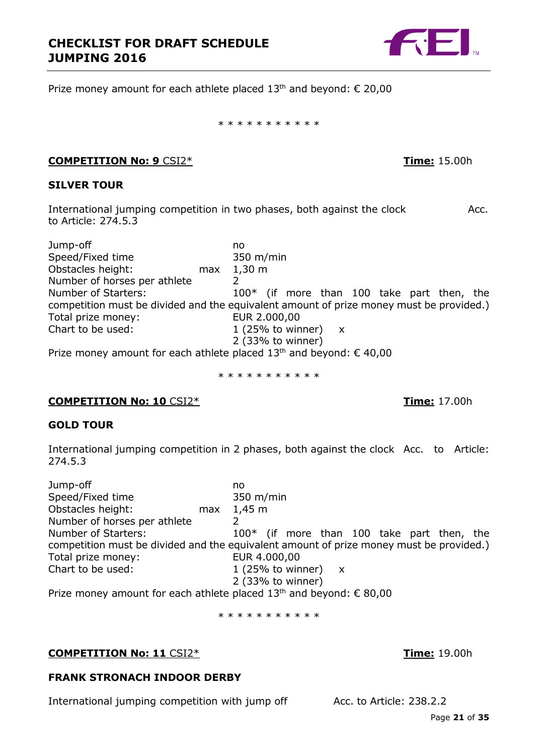Prize money amount for each athlete placed 13th and beyond: € 20,00

\* \* \* \* \* \* \* \* \* \* \*

**COMPETITION No: 9** CSI2* **Time:** 15.00h

**SILVER TOUR**

International jumping competition in two phases, both against the clock Acc. to Article: 274.5.3

| | |
|---|---|
| Jump-off | no |
| Speed/Fixed time | 350 m/min |
| Obstacles height: max | 1,30 m |
| Number of horses per athlete | 2 |
| Number of Starters: | 100* (if more than 100 take part then, the competition must be divided and the equivalent amount of prize money must be provided.) |
| Total prize money: | EUR 2.000,00 |
| Chart to be used: | 1 (25% to winner) x<br>2 (33% to winner) |

Prize money amount for each athlete placed 13th and beyond: € 40,00

\* \* \* \* \* \* \* \* \* \* \*

**COMPETITION No: 10** CSI2* **Time:** 17.00h

**GOLD TOUR**

International jumping competition in 2 phases, both against the clock Acc. to Article: 274.5.3

| | |
|---|---|
| Jump-off | no |
| Speed/Fixed time | 350 m/min |
| Obstacles height: max | 1,45 m |
| Number of horses per athlete | 2 |
| Number of Starters: | 100* (if more than 100 take part then, the competition must be divided and the equivalent amount of prize money must be provided.) |
| Total prize money: | EUR 4.000,00 |
| Chart to be used: | 1 (25% to winner) x<br>2 (33% to winner) |

Prize money amount for each athlete placed 13th and beyond: € 80,00

\* \* \* \* \* \* \* \* \* \* \*

**COMPETITION No: 11** CSI2* **Time:** 19.00h

**FRANK STRONACH INDOOR DERBY**

International jumping competition with jump off Acc. to Article: 238.2.2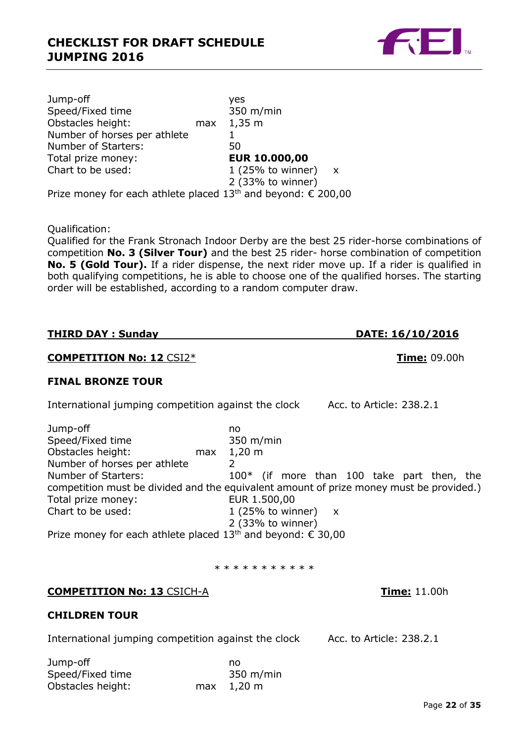| | | |
|---|---|---|
| Jump-off | | yes |
| Speed/Fixed time | | 350 m/min |
| Obstacles height: | max | 1,35 m |
| Number of horses per athlete | | 1 |
| Number of Starters: | | 50 |
| Total prize money: | | **EUR 10.000,00** |
| Chart to be used: | | 1 (25% to winner) x |
| | | 2 (33% to winner) |

Prize money for each athlete placed 13th and beyond: € 200,00

Qualification:
Qualified for the Frank Stronach Indoor Derby are the best 25 rider-horse combinations of competition **No. 3 (Silver Tour)** and the best 25 rider- horse combination of competition **No. 5 (Gold Tour).** If a rider dispense, the next rider move up. If a rider is qualified in both qualifying competitions, he is able to choose one of the qualified horses. The starting order will be established, according to a random computer draw.

**THIRD DAY : Sunday** **DATE: 16/10/2016**

**COMPETITION No: 12** CSI2* **Time:** 09.00h

**FINAL BRONZE TOUR**

International jumping competition against the clock Acc. to Article: 238.2.1

| | | |
|---|---|---|
| Jump-off | | no |
| Speed/Fixed time | | 350 m/min |
| Obstacles height: | max | 1,20 m |
| Number of horses per athlete | | 2 |

Number of Starters: 100* (if more than 100 take part then, the competition must be divided and the equivalent amount of prize money must be provided.)

| | | |
|---|---|---|
| Total prize money: | | EUR 1.500,00 |
| Chart to be used: | | 1 (25% to winner) x |
| | | 2 (33% to winner) |

Prize money for each athlete placed 13th and beyond: € 30,00

* * * * * * * * * * *

**COMPETITION No: 13** CSICH-A **Time:** 11.00h

**CHILDREN TOUR**

International jumping competition against the clock Acc. to Article: 238.2.1

| | | |
|---|---|---|
| Jump-off | | no |
| Speed/Fixed time | | 350 m/min |
| Obstacles height: | max | 1,20 m |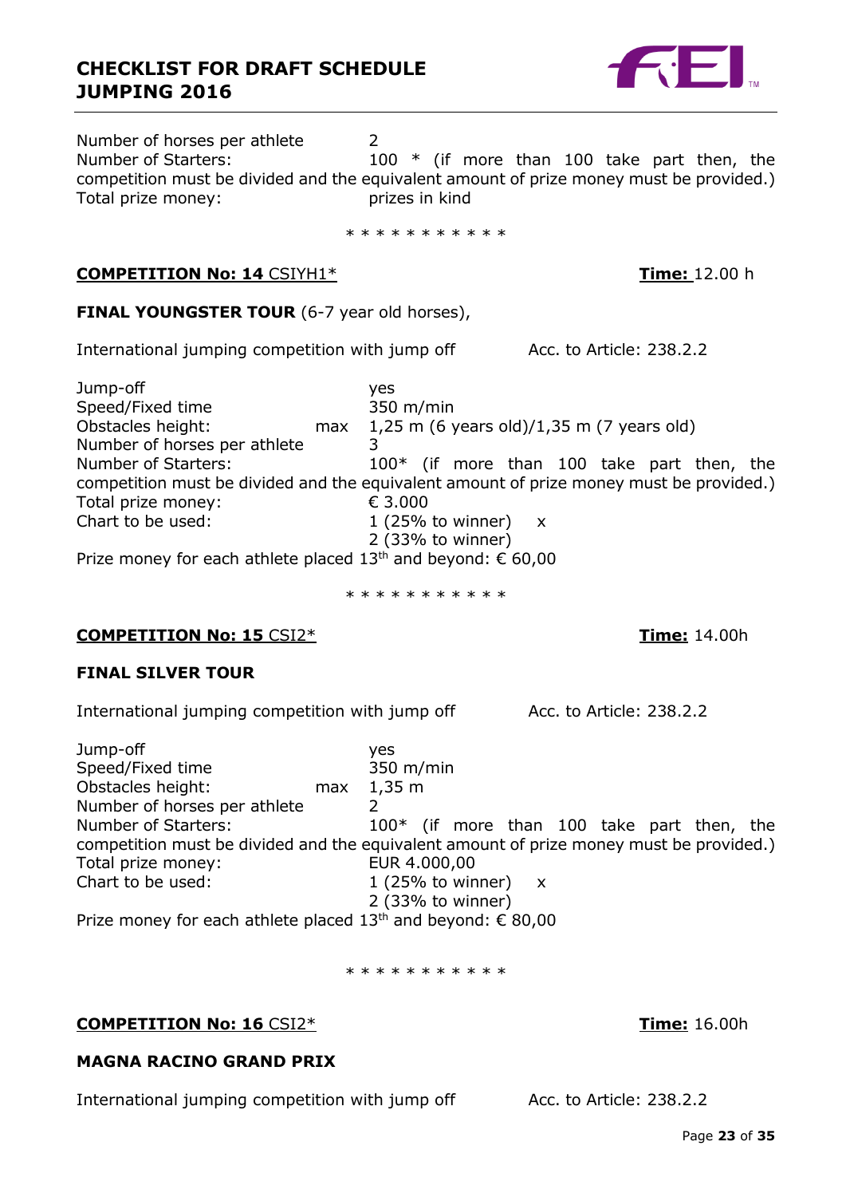Number of horses per athlete 2
Number of Starters: 100 * (if more than 100 take part then, the competition must be divided and the equivalent amount of prize money must be provided.)
Total prize money: prizes in kind

* * * * * * * * * * *

**COMPETITION No: 14** CSIYH1* **Time:** 12.00 h

**FINAL YOUNGSTER TOUR** (6-7 year old horses),

International jumping competition with jump off Acc. to Article: 238.2.2

Jump-off yes
Speed/Fixed time 350 m/min
Obstacles height: max 1,25 m (6 years old)/1,35 m (7 years old)
Number of horses per athlete 3
Number of Starters: 100* (if more than 100 take part then, the competition must be divided and the equivalent amount of prize money must be provided.)
Total prize money: € 3.000
Chart to be used: 1 (25% to winner) x
2 (33% to winner)
Prize money for each athlete placed 13th and beyond: € 60,00

* * * * * * * * * * *

**COMPETITION No: 15** CSI2* **Time:** 14.00h

**FINAL SILVER TOUR**

International jumping competition with jump off Acc. to Article: 238.2.2

Jump-off yes
Speed/Fixed time 350 m/min
Obstacles height: max 1,35 m
Number of horses per athlete 2
Number of Starters: 100* (if more than 100 take part then, the competition must be divided and the equivalent amount of prize money must be provided.)
Total prize money: EUR 4.000,00
Chart to be used: 1 (25% to winner) x
2 (33% to winner)
Prize money for each athlete placed 13th and beyond: € 80,00

* * * * * * * * * * *

**COMPETITION No: 16** CSI2* **Time:** 16.00h

**MAGNA RACINO GRAND PRIX**

International jumping competition with jump off Acc. to Article: 238.2.2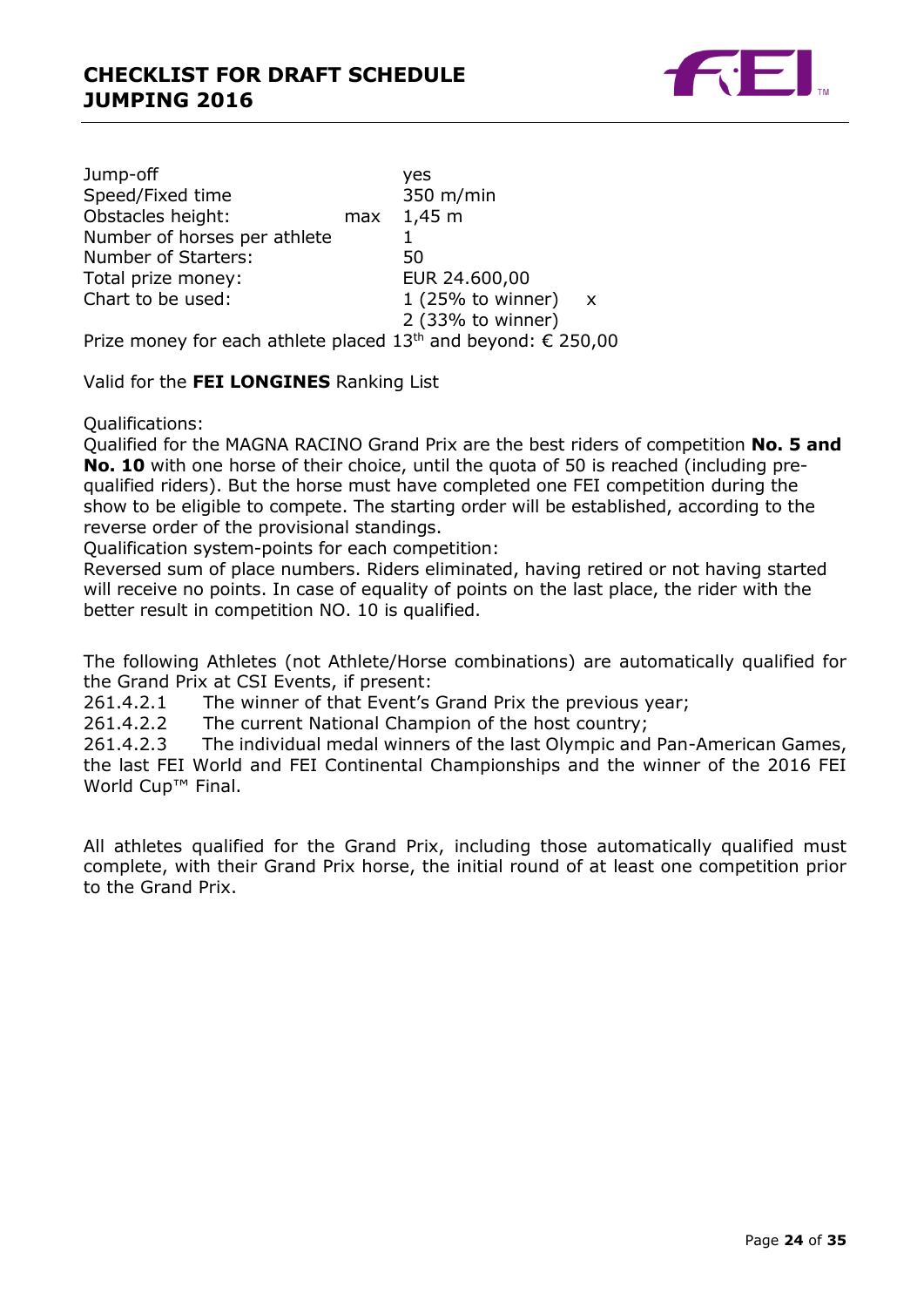| | | |
|---|---|---|
| Jump-off | | yes |
| Speed/Fixed time | | 350 m/min |
| Obstacles height: | max | 1,45 m |
| Number of horses per athlete | | 1 |
| Number of Starters: | | 50 |
| Total prize money: | | EUR 24.600,00 |
| Chart to be used: | | 1 (25% to winner) x |
| | | 2 (33% to winner) |

Prize money for each athlete placed 13th and beyond: € 250,00

Valid for the **FEI LONGINES** Ranking List

Qualifications:
Qualified for the MAGNA RACINO Grand Prix are the best riders of competition **No. 5 and No. 10** with one horse of their choice, until the quota of 50 is reached (including pre-qualified riders). But the horse must have completed one FEI competition during the show to be eligible to compete. The starting order will be established, according to the reverse order of the provisional standings.
Qualification system-points for each competition:
Reversed sum of place numbers. Riders eliminated, having retired or not having started will receive no points. In case of equality of points on the last place, the rider with the better result in competition NO. 10 is qualified.

The following Athletes (not Athlete/Horse combinations) are automatically qualified for the Grand Prix at CSI Events, if present:
261.4.2.1 The winner of that Event's Grand Prix the previous year;
261.4.2.2 The current National Champion of the host country;
261.4.2.3 The individual medal winners of the last Olympic and Pan-American Games, the last FEI World and FEI Continental Championships and the winner of the 2016 FEI World Cup™ Final.

All athletes qualified for the Grand Prix, including those automatically qualified must complete, with their Grand Prix horse, the initial round of at least one competition prior to the Grand Prix.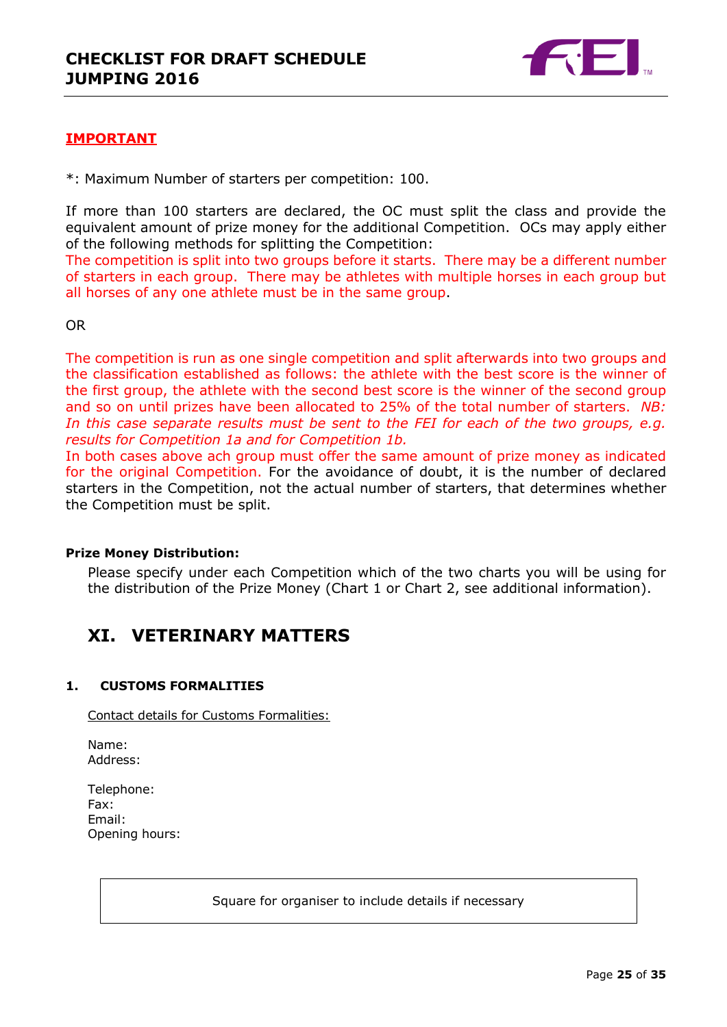**IMPORTANT**

*: Maximum Number of starters per competition: 100.

If more than 100 starters are declared, the OC must split the class and provide the equivalent amount of prize money for the additional Competition. OCs may apply either of the following methods for splitting the Competition:
The competition is split into two groups before it starts. There may be a different number of starters in each group. There may be athletes with multiple horses in each group but all horses of any one athlete must be in the same group.

OR

The competition is run as one single competition and split afterwards into two groups and the classification established as follows: the athlete with the best score is the winner of the first group, the athlete with the second best score is the winner of the second group and so on until prizes have been allocated to 25% of the total number of starters. *NB: In this case separate results must be sent to the FEI for each of the two groups, e.g. results for Competition 1a and for Competition 1b.*
In both cases above ach group must offer the same amount of prize money as indicated for the original Competition. For the avoidance of doubt, it is the number of declared starters in the Competition, not the actual number of starters, that determines whether the Competition must be split.

**Prize Money Distribution:**

Please specify under each Competition which of the two charts you will be using for the distribution of the Prize Money (Chart 1 or Chart 2, see additional information).

## XI. VETERINARY MATTERS

### 1. CUSTOMS FORMALITIES

Contact details for Customs Formalities:

Name:
Address:

Telephone:
Fax:
Email:
Opening hours:

| Square for organiser to include details if necessary |
|---|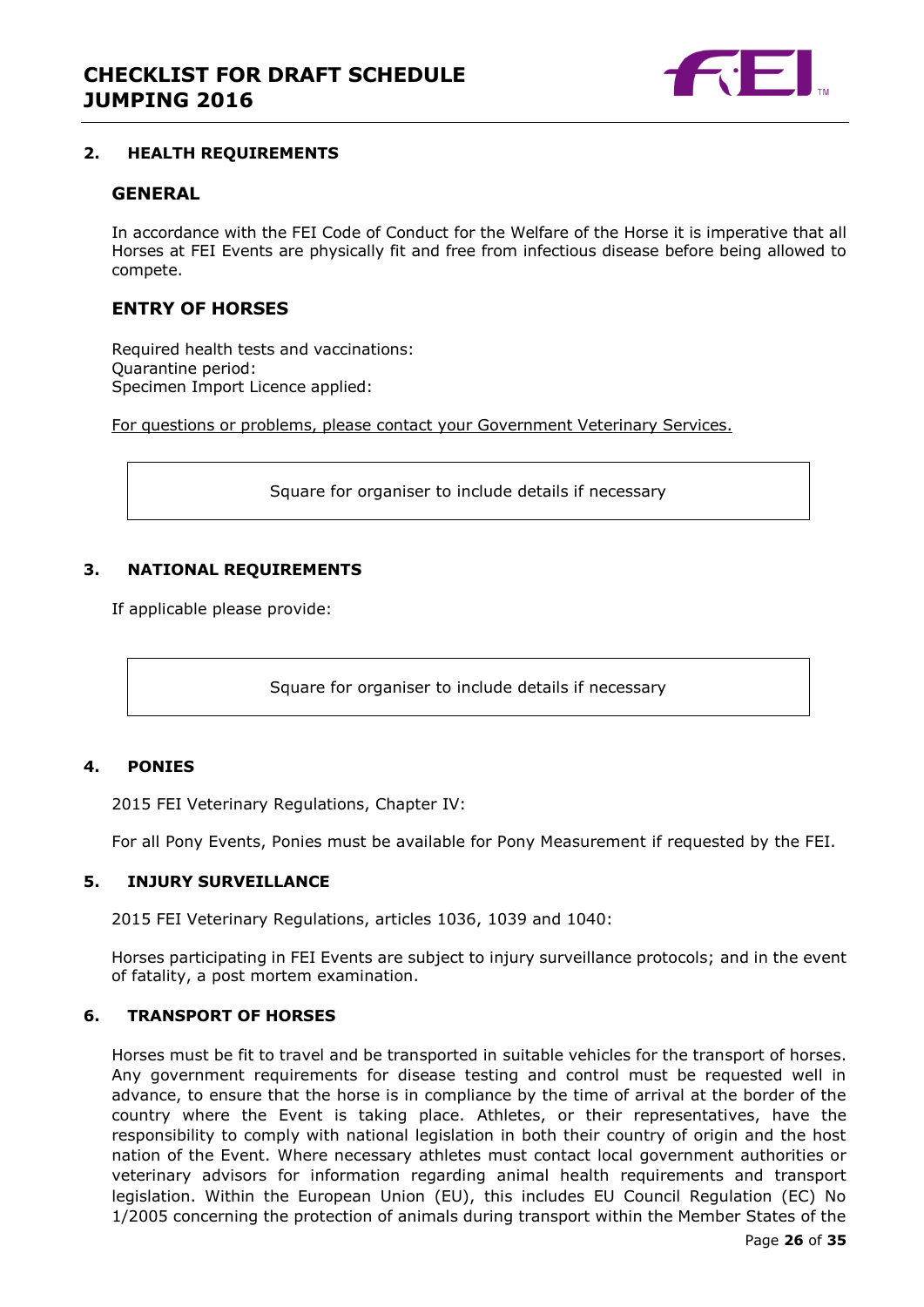## 2. HEALTH REQUIREMENTS

### GENERAL

In accordance with the FEI Code of Conduct for the Welfare of the Horse it is imperative that all Horses at FEI Events are physically fit and free from infectious disease before being allowed to compete.

### ENTRY OF HORSES

Required health tests and vaccinations:
Quarantine period:
Specimen Import Licence applied:

For questions or problems, please contact your Government Veterinary Services.

| Square for organiser to include details if necessary |
|---|

## 3. NATIONAL REQUIREMENTS

If applicable please provide:

| Square for organiser to include details if necessary |
|---|

## 4. PONIES

2015 FEI Veterinary Regulations, Chapter IV:

For all Pony Events, Ponies must be available for Pony Measurement if requested by the FEI.

## 5. INJURY SURVEILLANCE

2015 FEI Veterinary Regulations, articles 1036, 1039 and 1040:

Horses participating in FEI Events are subject to injury surveillance protocols; and in the event of fatality, a post mortem examination.

## 6. TRANSPORT OF HORSES

Horses must be fit to travel and be transported in suitable vehicles for the transport of horses. Any government requirements for disease testing and control must be requested well in advance, to ensure that the horse is in compliance by the time of arrival at the border of the country where the Event is taking place. Athletes, or their representatives, have the responsibility to comply with national legislation in both their country of origin and the host nation of the Event. Where necessary athletes must contact local government authorities or veterinary advisors for information regarding animal health requirements and transport legislation. Within the European Union (EU), this includes EU Council Regulation (EC) No 1/2005 concerning the protection of animals during transport within the Member States of the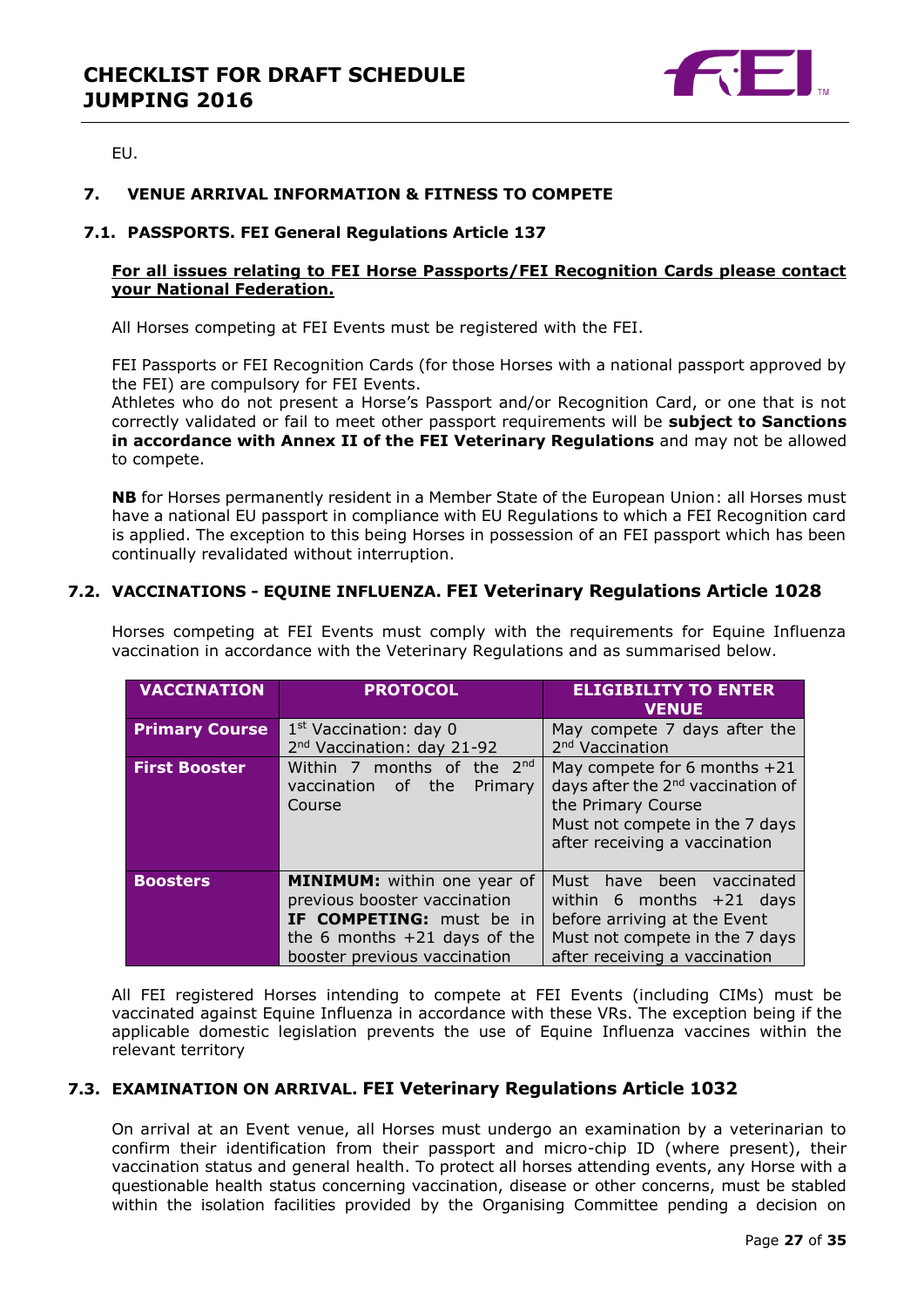EU.

## 7. VENUE ARRIVAL INFORMATION & FITNESS TO COMPETE

### 7.1. PASSPORTS. FEI General Regulations Article 137

**For all issues relating to FEI Horse Passports/FEI Recognition Cards please contact your National Federation.**

All Horses competing at FEI Events must be registered with the FEI.

FEI Passports or FEI Recognition Cards (for those Horses with a national passport approved by the FEI) are compulsory for FEI Events.
Athletes who do not present a Horse's Passport and/or Recognition Card, or one that is not correctly validated or fail to meet other passport requirements will be **subject to Sanctions in accordance with Annex II of the FEI Veterinary Regulations** and may not be allowed to compete.

**NB** for Horses permanently resident in a Member State of the European Union: all Horses must have a national EU passport in compliance with EU Regulations to which a FEI Recognition card is applied. The exception to this being Horses in possession of an FEI passport which has been continually revalidated without interruption.

### 7.2. VACCINATIONS - EQUINE INFLUENZA. FEI Veterinary Regulations Article 1028

Horses competing at FEI Events must comply with the requirements for Equine Influenza vaccination in accordance with the Veterinary Regulations and as summarised below.

| VACCINATION | PROTOCOL | ELIGIBILITY TO ENTER VENUE |
|---|---|---|
| **Primary Course** | 1st Vaccination: day 0<br>2nd Vaccination: day 21-92 | May compete 7 days after the 2nd Vaccination |
| **First Booster** | Within 7 months of the 2nd vaccination of the Primary Course | May compete for 6 months +21 days after the 2nd vaccination of the Primary Course<br>Must not compete in the 7 days after receiving a vaccination |
| **Boosters** | **MINIMUM:** within one year of previous booster vaccination<br>**IF COMPETING:** must be in the 6 months +21 days of the booster previous vaccination | Must have been vaccinated within 6 months +21 days before arriving at the Event<br>Must not compete in the 7 days after receiving a vaccination |

All FEI registered Horses intending to compete at FEI Events (including CIMs) must be vaccinated against Equine Influenza in accordance with these VRs. The exception being if the applicable domestic legislation prevents the use of Equine Influenza vaccines within the relevant territory

### 7.3. EXAMINATION ON ARRIVAL. FEI Veterinary Regulations Article 1032

On arrival at an Event venue, all Horses must undergo an examination by a veterinarian to confirm their identification from their passport and micro-chip ID (where present), their vaccination status and general health. To protect all horses attending events, any Horse with a questionable health status concerning vaccination, disease or other concerns, must be stabled within the isolation facilities provided by the Organising Committee pending a decision on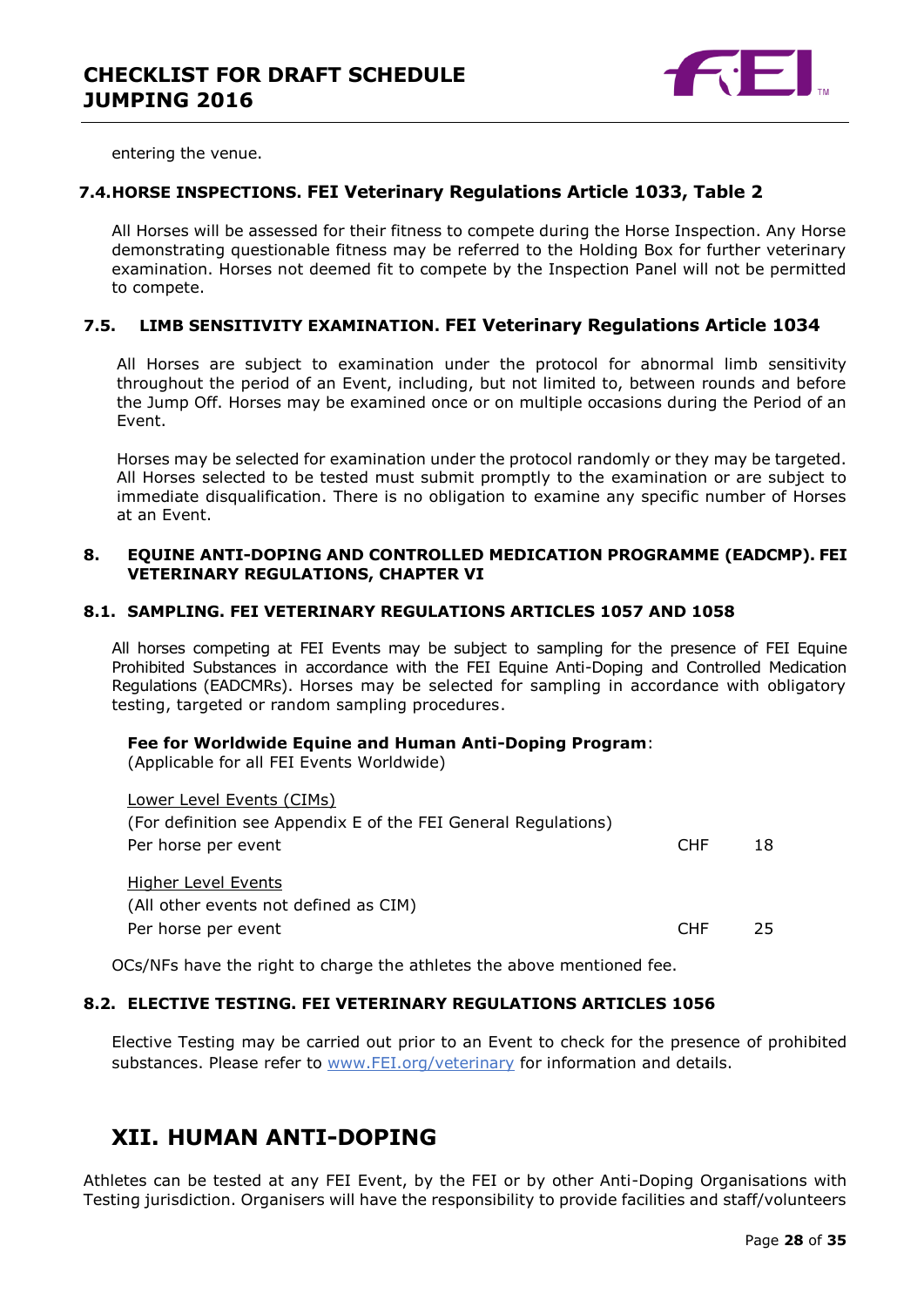entering the venue.

### 7.4. HORSE INSPECTIONS. FEI Veterinary Regulations Article 1033, Table 2

All Horses will be assessed for their fitness to compete during the Horse Inspection. Any Horse demonstrating questionable fitness may be referred to the Holding Box for further veterinary examination. Horses not deemed fit to compete by the Inspection Panel will not be permitted to compete.

### 7.5. LIMB SENSITIVITY EXAMINATION. FEI Veterinary Regulations Article 1034

All Horses are subject to examination under the protocol for abnormal limb sensitivity throughout the period of an Event, including, but not limited to, between rounds and before the Jump Off. Horses may be examined once or on multiple occasions during the Period of an Event.

Horses may be selected for examination under the protocol randomly or they may be targeted. All Horses selected to be tested must submit promptly to the examination or are subject to immediate disqualification. There is no obligation to examine any specific number of Horses at an Event.

### 8. EQUINE ANTI-DOPING AND CONTROLLED MEDICATION PROGRAMME (EADCMP). FEI VETERINARY REGULATIONS, CHAPTER VI

### 8.1. SAMPLING. FEI VETERINARY REGULATIONS ARTICLES 1057 AND 1058

All horses competing at FEI Events may be subject to sampling for the presence of FEI Equine Prohibited Substances in accordance with the FEI Equine Anti-Doping and Controlled Medication Regulations (EADCMRs). Horses may be selected for sampling in accordance with obligatory testing, targeted or random sampling procedures.

**Fee for Worldwide Equine and Human Anti-Doping Program**:
(Applicable for all FEI Events Worldwide)

| | | |
|---|---|---|
| Lower Level Events (CIMs)<br>(For definition see Appendix E of the FEI General Regulations)<br>Per horse per event | CHF | 18 |
| Higher Level Events<br>(All other events not defined as CIM)<br>Per horse per event | CHF | 25 |

OCs/NFs have the right to charge the athletes the above mentioned fee.

### 8.2. ELECTIVE TESTING. FEI VETERINARY REGULATIONS ARTICLES 1056

Elective Testing may be carried out prior to an Event to check for the presence of prohibited substances. Please refer to [www.FEI.org/veterinary](http://www.FEI.org/veterinary) for information and details.

## XII. HUMAN ANTI-DOPING

Athletes can be tested at any FEI Event, by the FEI or by other Anti-Doping Organisations with Testing jurisdiction. Organisers will have the responsibility to provide facilities and staff/volunteers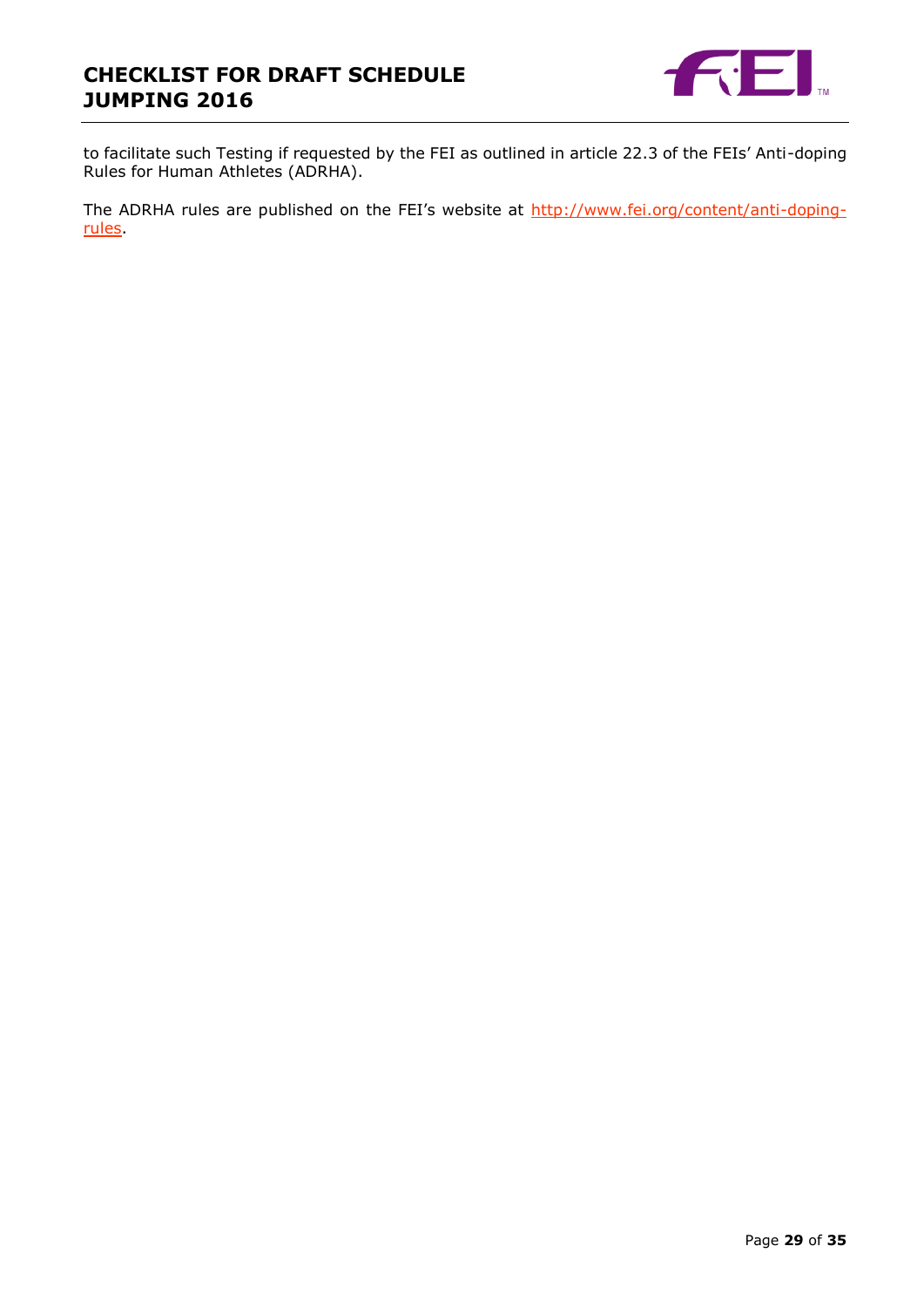to facilitate such Testing if requested by the FEI as outlined in article 22.3 of the FEIs' Anti-doping Rules for Human Athletes (ADRHA).

The ADRHA rules are published on the FEI's website at [http://www.fei.org/content/anti-doping-rules](http://www.fei.org/content/anti-doping-rules).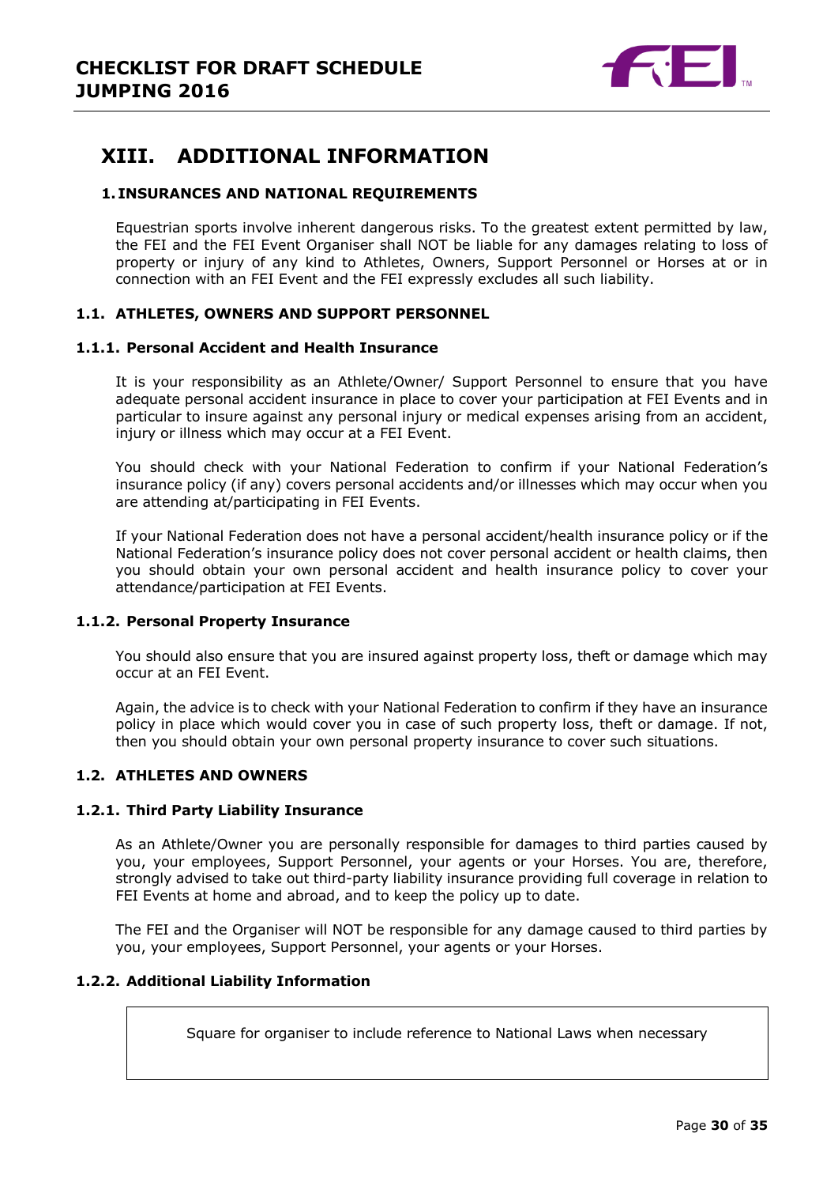# XIII. ADDITIONAL INFORMATION

## 1. INSURANCES AND NATIONAL REQUIREMENTS

Equestrian sports involve inherent dangerous risks. To the greatest extent permitted by law, the FEI and the FEI Event Organiser shall NOT be liable for any damages relating to loss of property or injury of any kind to Athletes, Owners, Support Personnel or Horses at or in connection with an FEI Event and the FEI expressly excludes all such liability.

### 1.1. ATHLETES, OWNERS AND SUPPORT PERSONNEL

#### 1.1.1. Personal Accident and Health Insurance

It is your responsibility as an Athlete/Owner/ Support Personnel to ensure that you have adequate personal accident insurance in place to cover your participation at FEI Events and in particular to insure against any personal injury or medical expenses arising from an accident, injury or illness which may occur at a FEI Event.

You should check with your National Federation to confirm if your National Federation's insurance policy (if any) covers personal accidents and/or illnesses which may occur when you are attending at/participating in FEI Events.

If your National Federation does not have a personal accident/health insurance policy or if the National Federation's insurance policy does not cover personal accident or health claims, then you should obtain your own personal accident and health insurance policy to cover your attendance/participation at FEI Events.

#### 1.1.2. Personal Property Insurance

You should also ensure that you are insured against property loss, theft or damage which may occur at an FEI Event.

Again, the advice is to check with your National Federation to confirm if they have an insurance policy in place which would cover you in case of such property loss, theft or damage. If not, then you should obtain your own personal property insurance to cover such situations.

### 1.2. ATHLETES AND OWNERS

#### 1.2.1. Third Party Liability Insurance

As an Athlete/Owner you are personally responsible for damages to third parties caused by you, your employees, Support Personnel, your agents or your Horses. You are, therefore, strongly advised to take out third-party liability insurance providing full coverage in relation to FEI Events at home and abroad, and to keep the policy up to date.

The FEI and the Organiser will NOT be responsible for any damage caused to third parties by you, your employees, Support Personnel, your agents or your Horses.

#### 1.2.2. Additional Liability Information

| Square for organiser to include reference to National Laws when necessary |
|---|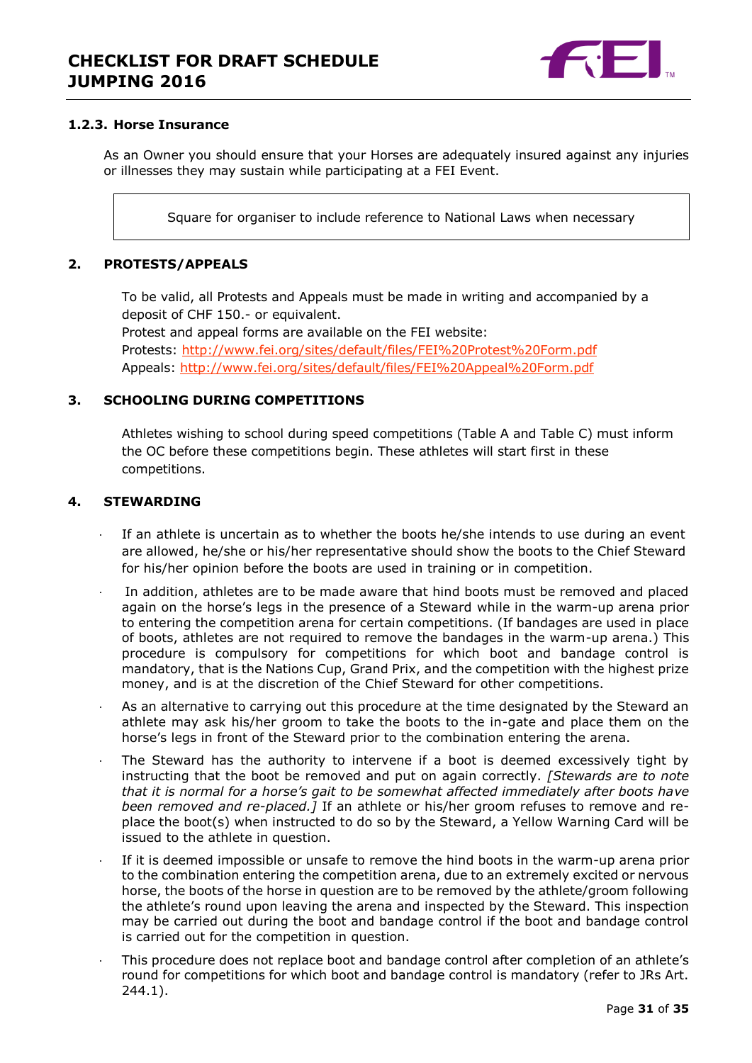### 1.2.3. Horse Insurance

As an Owner you should ensure that your Horses are adequately insured against any injuries or illnesses they may sustain while participating at a FEI Event.

| Square for organiser to include reference to National Laws when necessary |
|---|

## 2. PROTESTS/APPEALS

To be valid, all Protests and Appeals must be made in writing and accompanied by a deposit of CHF 150.- or equivalent.
Protest and appeal forms are available on the FEI website:
Protests: http://www.fei.org/sites/default/files/FEI%20Protest%20Form.pdf
Appeals: http://www.fei.org/sites/default/files/FEI%20Appeal%20Form.pdf

## 3. SCHOOLING DURING COMPETITIONS

Athletes wishing to school during speed competitions (Table A and Table C) must inform the OC before these competitions begin. These athletes will start first in these competitions.

## 4. STEWARDING

- If an athlete is uncertain as to whether the boots he/she intends to use during an event are allowed, he/she or his/her representative should show the boots to the Chief Steward for his/her opinion before the boots are used in training or in competition.
- In addition, athletes are to be made aware that hind boots must be removed and placed again on the horse's legs in the presence of a Steward while in the warm-up arena prior to entering the competition arena for certain competitions. (If bandages are used in place of boots, athletes are not required to remove the bandages in the warm-up arena.) This procedure is compulsory for competitions for which boot and bandage control is mandatory, that is the Nations Cup, Grand Prix, and the competition with the highest prize money, and is at the discretion of the Chief Steward for other competitions.
- As an alternative to carrying out this procedure at the time designated by the Steward an athlete may ask his/her groom to take the boots to the in-gate and place them on the horse's legs in front of the Steward prior to the combination entering the arena.
- The Steward has the authority to intervene if a boot is deemed excessively tight by instructing that the boot be removed and put on again correctly. *[Stewards are to note that it is normal for a horse's gait to be somewhat affected immediately after boots have been removed and re-placed.]* If an athlete or his/her groom refuses to remove and re-place the boot(s) when instructed to do so by the Steward, a Yellow Warning Card will be issued to the athlete in question.
- If it is deemed impossible or unsafe to remove the hind boots in the warm-up arena prior to the combination entering the competition arena, due to an extremely excited or nervous horse, the boots of the horse in question are to be removed by the athlete/groom following the athlete's round upon leaving the arena and inspected by the Steward. This inspection may be carried out during the boot and bandage control if the boot and bandage control is carried out for the competition in question.
- This procedure does not replace boot and bandage control after completion of an athlete's round for competitions for which boot and bandage control is mandatory (refer to JRs Art. 244.1).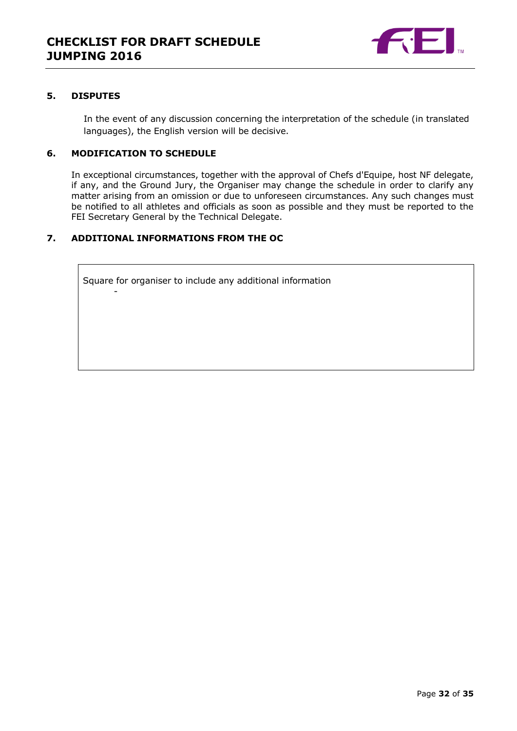## 5. DISPUTES

In the event of any discussion concerning the interpretation of the schedule (in translated languages), the English version will be decisive.

## 6. MODIFICATION TO SCHEDULE

In exceptional circumstances, together with the approval of Chefs d'Equipe, host NF delegate, if any, and the Ground Jury, the Organiser may change the schedule in order to clarify any matter arising from an omission or due to unforeseen circumstances. Any such changes must be notified to all athletes and officials as soon as possible and they must be reported to the FEI Secretary General by the Technical Delegate.

## 7. ADDITIONAL INFORMATIONS FROM THE OC

| Square for organiser to include any additional information<br>- |
|---|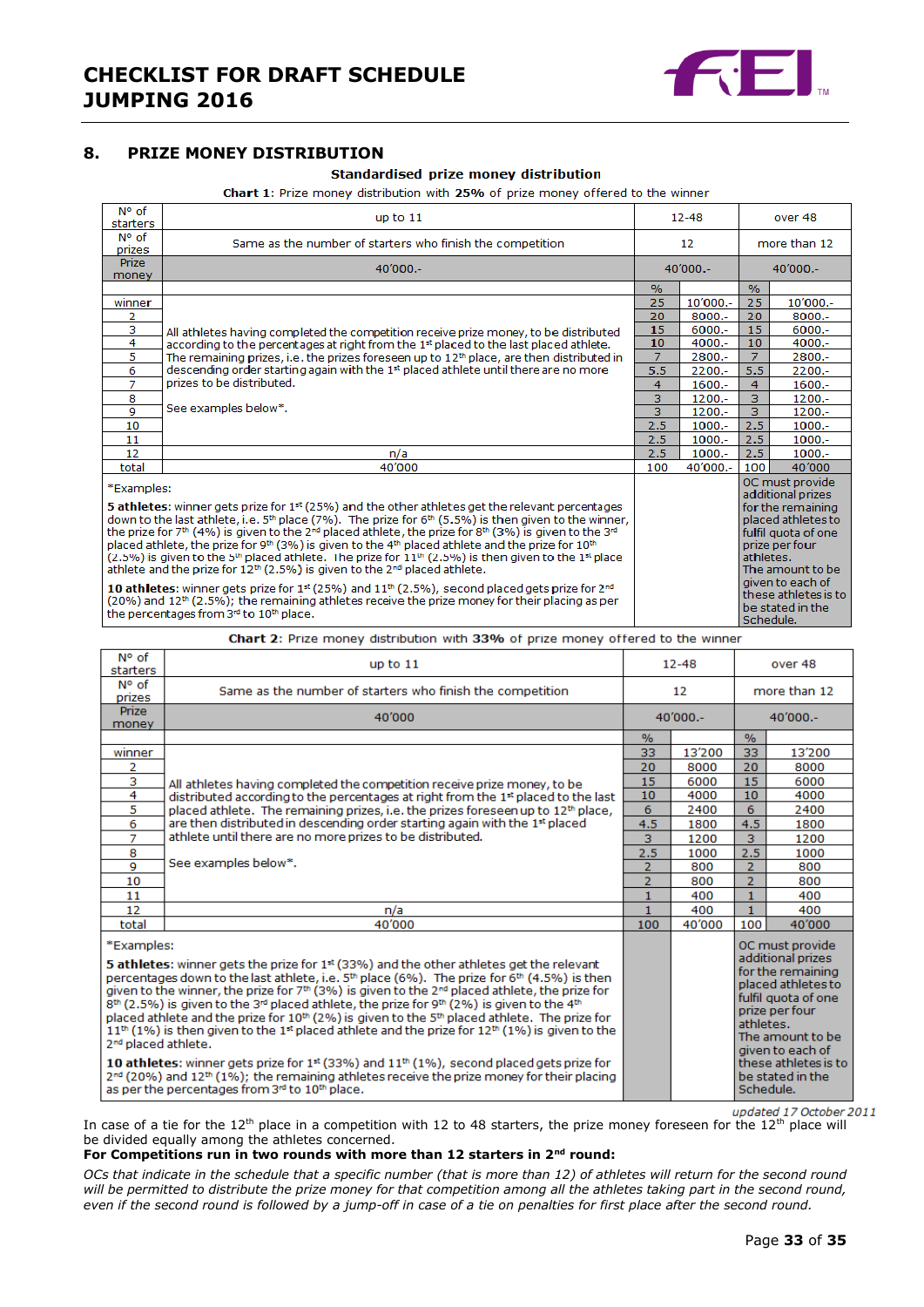## 8. PRIZE MONEY DISTRIBUTION

**Standardised prize money distribution**

**Chart 1**: Prize money distribution with **25%** of prize money offered to the winner

| N° of starters | up to 11 | 12-48 | | over 48 | |
|---|---|---|---|---|---|
| N° of prizes | Same as the number of starters who finish the competition | 12 | | more than 12 | |
| Prize money | 40'000.- | 40'000.- | | 40'000.- | |
| | | % | | % | |
| winner | All athletes having completed the competition receive prize money, to be distributed according to the percentages at right from the 1st placed to the last placed athlete. The remaining prizes, i.e. the prizes foreseen up to 12th place, are then distributed in descending order starting again with the 1st placed athlete until there are no more prizes to be distributed.<br><br>See examples below*. | 25 | 10'000.- | 25 | 10'000.- |
| 2 | | 20 | 8000.- | 20 | 8000.- |
| 3 | | 15 | 6000.- | 15 | 6000.- |
| 4 | | 10 | 4000.- | 10 | 4000.- |
| 5 | | 7 | 2800.- | 7 | 2800.- |
| 6 | | 5.5 | 2200.- | 5.5 | 2200.- |
| 7 | | 4 | 1600.- | 4 | 1600.- |
| 8 | | 3 | 1200.- | 3 | 1200.- |
| 9 | | 3 | 1200.- | 3 | 1200.- |
| 10 | | 2.5 | 1000.- | 2.5 | 1000.- |
| 11 | | 2.5 | 1000.- | 2.5 | 1000.- |
| 12 | n/a | 2.5 | 1000.- | 2.5 | 1000.- |
| total | 40'000 | 100 | 40'000.- | 100 | 40'000 |
| *Examples:<br><br>**5 athletes**: winner gets prize for 1st (25%) and the other athletes get the relevant percentages down to the last athlete, i.e. 5th place (7%). The prize for 6th (5.5%) is then given to the winner, the prize for 7th (4%) is given to the 2nd placed athlete, the prize for 8th (3%) is given to the 3rd placed athlete, the prize for 9th (3%) is given to the 4th placed athlete and the prize for 10th (2.5%) is given to the 5th placed athlete. The prize for 11th (2.5%) is then given to the 1st place athlete and the prize for 12th (2.5%) is given to the 2nd placed athlete.<br><br>**10 athletes**: winner gets prize for 1st (25%) and 11th (2.5%), second placed gets prize for 2nd (20%) and 12th (2.5%); the remaining athletes receive the prize money for their placing as per the percentages from 3rd to 10th place. | | | | OC must provide additional prizes for the remaining placed athletes to fulfil quota of one prize per four athletes. The amount to be given to each of these athletes is to be stated in the Schedule. | |

**Chart 2**: Prize money distribution with **33%** of prize money offered to the winner

| N° of starters | up to 11 | 12-48 | | over 48 | |
|---|---|---|---|---|---|
| N° of prizes | Same as the number of starters who finish the competition | 12 | | more than 12 | |
| Prize money | 40'000 | 40'000.- | | 40'000.- | |
| | | % | | % | |
| winner | All athletes having completed the competition receive prize money, to be distributed according to the percentages at right from the 1st placed to the last placed athlete. The remaining prizes, i.e. the prizes foreseen up to 12th place, are then distributed in descending order starting again with the 1st placed athlete until there are no more prizes to be distributed.<br><br>See examples below*. | 33 | 13'200 | 33 | 13'200 |
| 2 | | 20 | 8000 | 20 | 8000 |
| 3 | | 15 | 6000 | 15 | 6000 |
| 4 | | 10 | 4000 | 10 | 4000 |
| 5 | | 6 | 2400 | 6 | 2400 |
| 6 | | 4.5 | 1800 | 4.5 | 1800 |
| 7 | | 3 | 1200 | 3 | 1200 |
| 8 | | 2.5 | 1000 | 2.5 | 1000 |
| 9 | | 2 | 800 | 2 | 800 |
| 10 | | 2 | 800 | 2 | 800 |
| 11 | | 1 | 400 | 1 | 400 |
| 12 | n/a | 1 | 400 | 1 | 400 |
| total | 40'000 | 100 | 40'000 | 100 | 40'000 |
| *Examples:<br><br>**5 athletes**: winner gets the prize for 1st (33%) and the other athletes get the relevant percentages down to the last athlete, i.e. 5th place (6%). The prize for 6th (4.5%) is then given to the winner, the prize for 7th (3%) is given to the 2nd placed athlete, the prize for 8th (2.5%) is given to the 3rd placed athlete, the prize for 9th (2%) is given to the 4th placed athlete and the prize for 10th (2%) is given to the 5th placed athlete. The prize for 11th (1%) is then given to the 1st placed athlete and the prize for 12th (1%) is given to the 2nd placed athlete.<br><br>**10 athletes**: winner gets prize for 1st (33%) and 11th (1%), second placed gets prize for 2nd (20%) and 12th (1%); the remaining athletes receive the prize money for their placing as per the percentages from 3rd to 10th place. | | | | OC must provide additional prizes for the remaining placed athletes to fulfil quota of one prize per four athletes. The amount to be given to each of these athletes is to be stated in the Schedule. | |

*updated 17 October 2011*

In case of a tie for the 12th place in a competition with 12 to 48 starters, the prize money foreseen for the 12th place will be divided equally among the athletes concerned.

**For Competitions run in two rounds with more than 12 starters in 2nd round:**

*OCs that indicate in the schedule that a specific number (that is more than 12) of athletes will return for the second round will be permitted to distribute the prize money for that competition among all the athletes taking part in the second round, even if the second round is followed by a jump-off in case of a tie on penalties for first place after the second round.*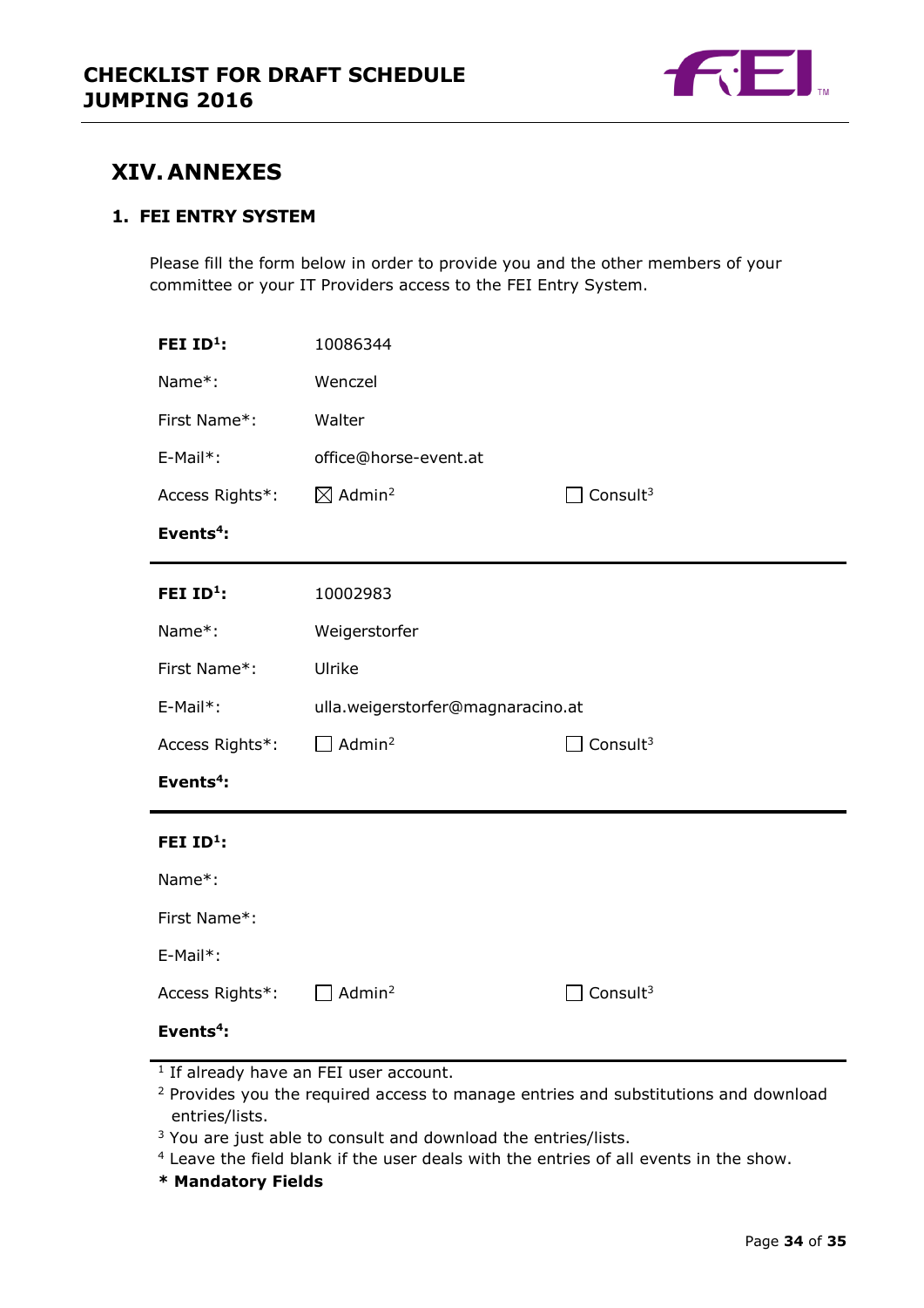## XIV. ANNEXES

### 1. FEI ENTRY SYSTEM

Please fill the form below in order to provide you and the other members of your committee or your IT Providers access to the FEI Entry System.

| | | |
|---|---|---|
| **FEI ID[1]:** | 10086344 | |
| Name*: | Wenczel | |
| First Name*: | Walter | |
| E-Mail*: | office@horse-event.at | |
| Access Rights*: | ☒ Admin[2] | ☐ Consult[3] |
| **Events[4]:** | | |

| | | |
|---|---|---|
| **FEI ID[1]:** | 10002983 | |
| Name*: | Weigerstorfer | |
| First Name*: | Ulrike | |
| E-Mail*: | ulla.weigerstorfer@magnaracino.at | |
| Access Rights*: | ☐ Admin[2] | ☐ Consult[3] |
| **Events[4]:** | | |

| | | |
|---|---|---|
| **FEI ID[1]:** | | |
| Name*: | | |
| First Name*: | | |
| E-Mail*: | | |
| Access Rights*: | ☐ Admin[2] | ☐ Consult[3] |
| **Events[4]:** | | |

[1] If already have an FEI user account.

[2] Provides you the required access to manage entries and substitutions and download entries/lists.

[3] You are just able to consult and download the entries/lists.

[4] Leave the field blank if the user deals with the entries of all events in the show.

**\* Mandatory Fields**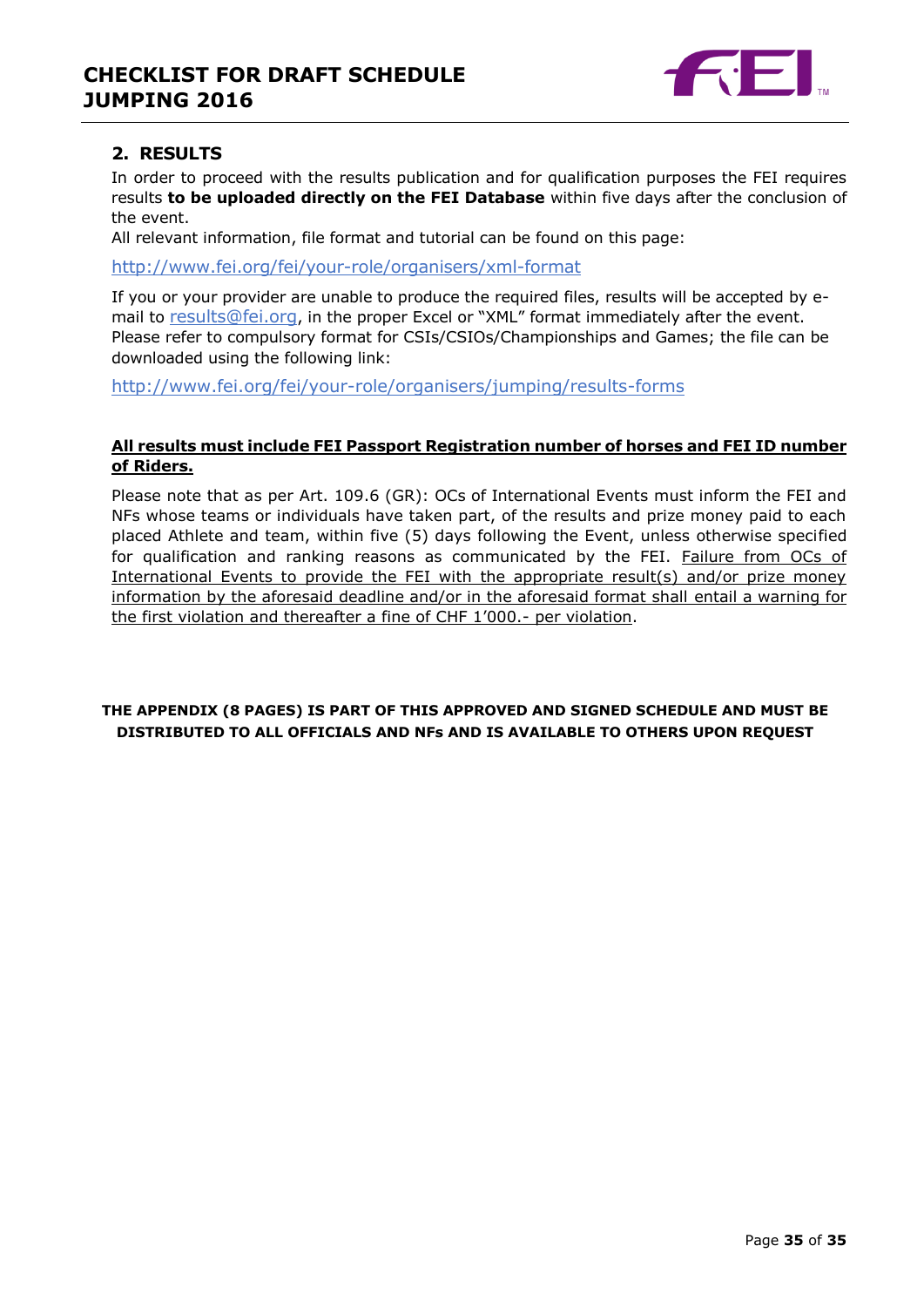## 2. RESULTS

In order to proceed with the results publication and for qualification purposes the FEI requires results **to be uploaded directly on the FEI Database** within five days after the conclusion of the event.

All relevant information, file format and tutorial can be found on this page:

http://www.fei.org/fei/your-role/organisers/xml-format

If you or your provider are unable to produce the required files, results will be accepted by e-mail to results@fei.org, in the proper Excel or "XML" format immediately after the event. Please refer to compulsory format for CSIs/CSIOs/Championships and Games; the file can be downloaded using the following link:

http://www.fei.org/fei/your-role/organisers/jumping/results-forms

**All results must include FEI Passport Registration number of horses and FEI ID number of Riders.**

Please note that as per Art. 109.6 (GR): OCs of International Events must inform the FEI and NFs whose teams or individuals have taken part, of the results and prize money paid to each placed Athlete and team, within five (5) days following the Event, unless otherwise specified for qualification and ranking reasons as communicated by the FEI. Failure from OCs of International Events to provide the FEI with the appropriate result(s) and/or prize money information by the aforesaid deadline and/or in the aforesaid format shall entail a warning for the first violation and thereafter a fine of CHF 1'000.- per violation.

**THE APPENDIX (8 PAGES) IS PART OF THIS APPROVED AND SIGNED SCHEDULE AND MUST BE DISTRIBUTED TO ALL OFFICIALS AND NFs AND IS AVAILABLE TO OTHERS UPON REQUEST**